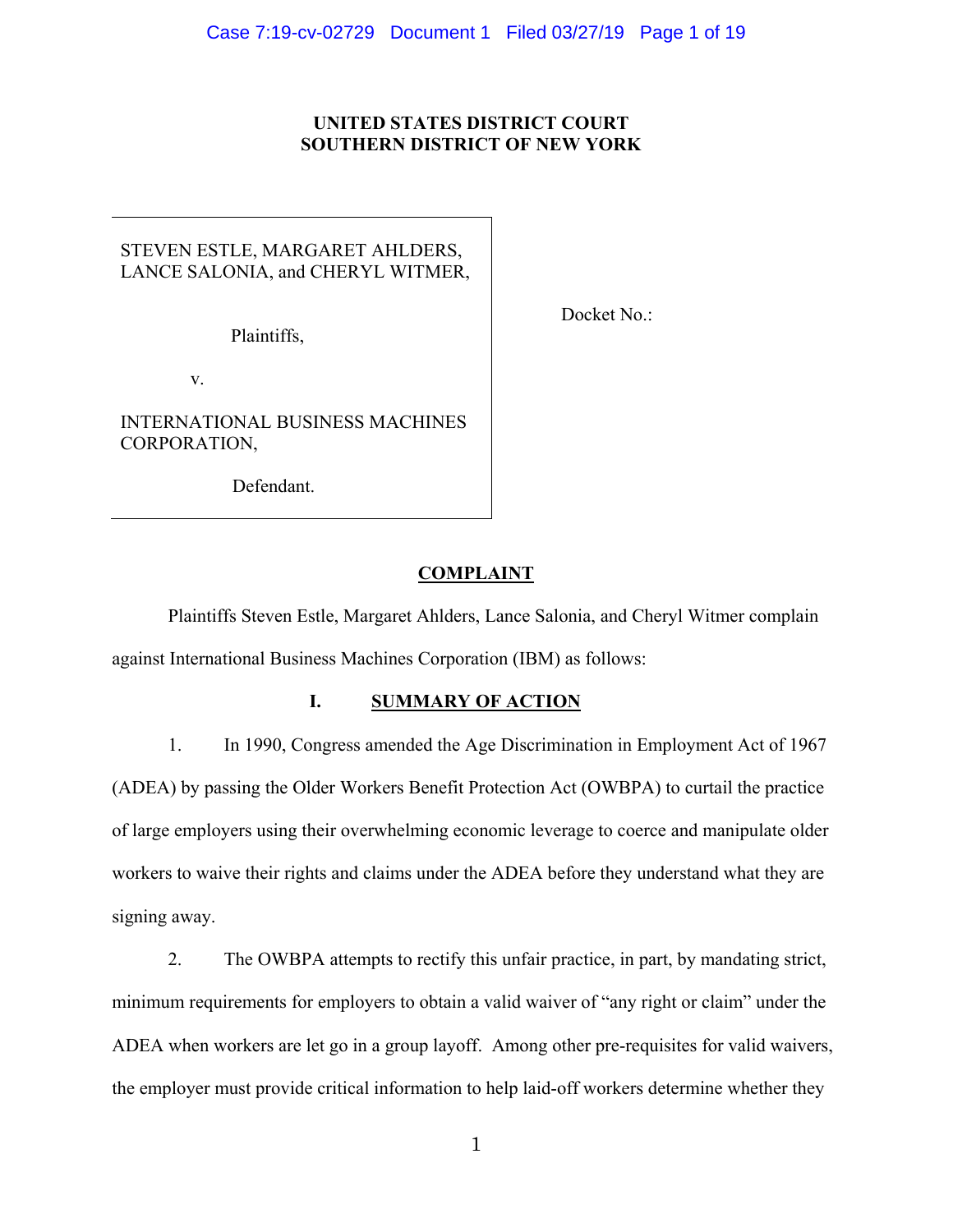**UNITED STATES DISTRICT COURT**
**SOUTHERN DISTRICT OF NEW YORK**

| | |
|---|---|
| STEVEN ESTLE, MARGARET AHLDERS, LANCE SALONIA, and CHERYL WITMER,<br><br>Plaintiffs,<br><br>v.<br><br>INTERNATIONAL BUSINESS MACHINES CORPORATION,<br><br>Defendant. | Docket No.: |

## COMPLAINT

Plaintiffs Steven Estle, Margaret Ahlders, Lance Salonia, and Cheryl Witmer complain against International Business Machines Corporation (IBM) as follows:

### I. SUMMARY OF ACTION

1. In 1990, Congress amended the Age Discrimination in Employment Act of 1967 (ADEA) by passing the Older Workers Benefit Protection Act (OWBPA) to curtail the practice of large employers using their overwhelming economic leverage to coerce and manipulate older workers to waive their rights and claims under the ADEA before they understand what they are signing away.

2. The OWBPA attempts to rectify this unfair practice, in part, by mandating strict, minimum requirements for employers to obtain a valid waiver of "any right or claim" under the ADEA when workers are let go in a group layoff. Among other pre-requisites for valid waivers, the employer must provide critical information to help laid-off workers determine whether they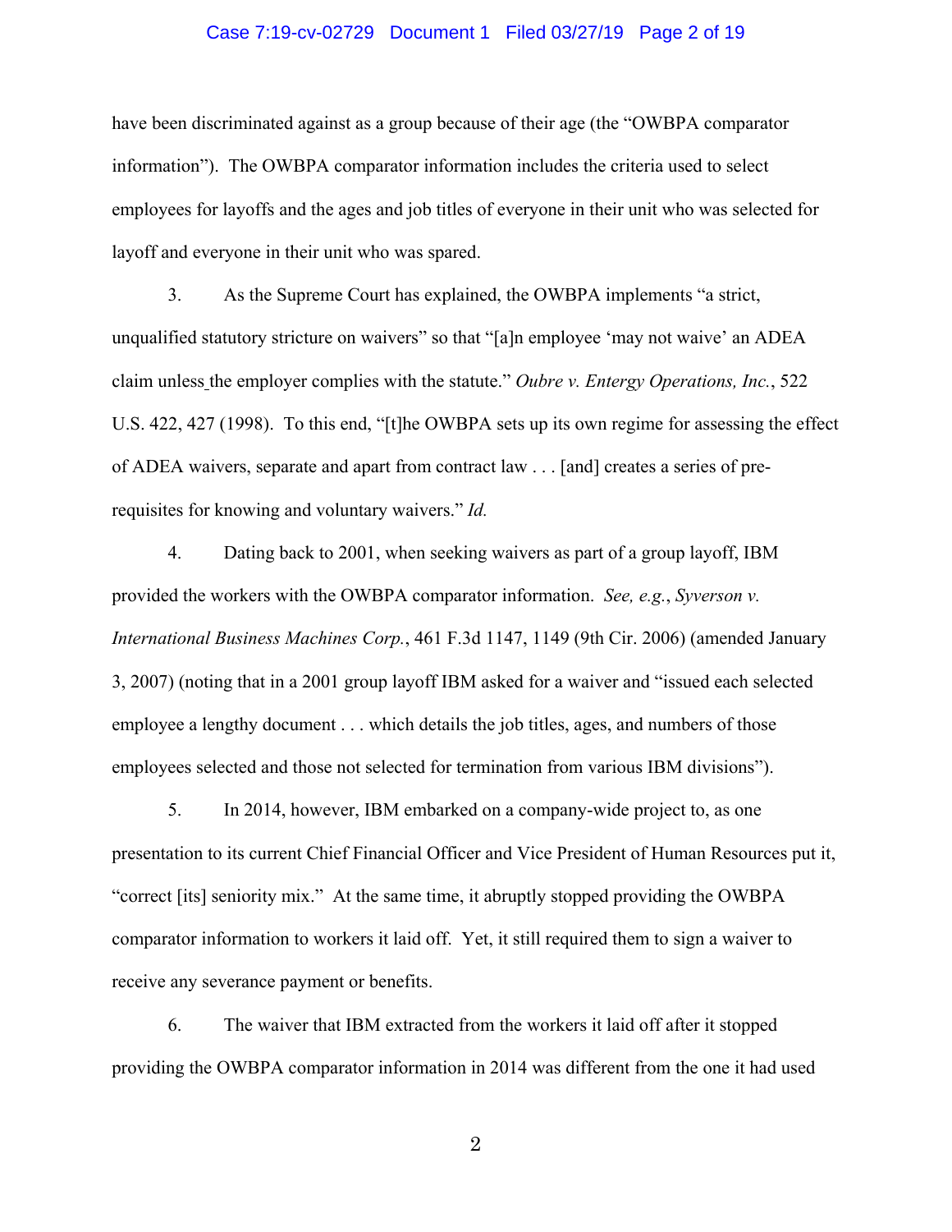have been discriminated against as a group because of their age (the "OWBPA comparator information"). The OWBPA comparator information includes the criteria used to select employees for layoffs and the ages and job titles of everyone in their unit who was selected for layoff and everyone in their unit who was spared.

3. As the Supreme Court has explained, the OWBPA implements "a strict, unqualified statutory stricture on waivers" so that "[a]n employee 'may not waive' an ADEA claim unless the employer complies with the statute." *Oubre v. Entergy Operations, Inc.*, 522 U.S. 422, 427 (1998). To this end, "[t]he OWBPA sets up its own regime for assessing the effect of ADEA waivers, separate and apart from contract law . . . [and] creates a series of pre-requisites for knowing and voluntary waivers." *Id.*

4. Dating back to 2001, when seeking waivers as part of a group layoff, IBM provided the workers with the OWBPA comparator information. *See, e.g.*, *Syverson v. International Business Machines Corp.*, 461 F.3d 1147, 1149 (9th Cir. 2006) (amended January 3, 2007) (noting that in a 2001 group layoff IBM asked for a waiver and "issued each selected employee a lengthy document . . . which details the job titles, ages, and numbers of those employees selected and those not selected for termination from various IBM divisions").

5. In 2014, however, IBM embarked on a company-wide project to, as one presentation to its current Chief Financial Officer and Vice President of Human Resources put it, "correct [its] seniority mix." At the same time, it abruptly stopped providing the OWBPA comparator information to workers it laid off. Yet, it still required them to sign a waiver to receive any severance payment or benefits.

6. The waiver that IBM extracted from the workers it laid off after it stopped providing the OWBPA comparator information in 2014 was different from the one it had used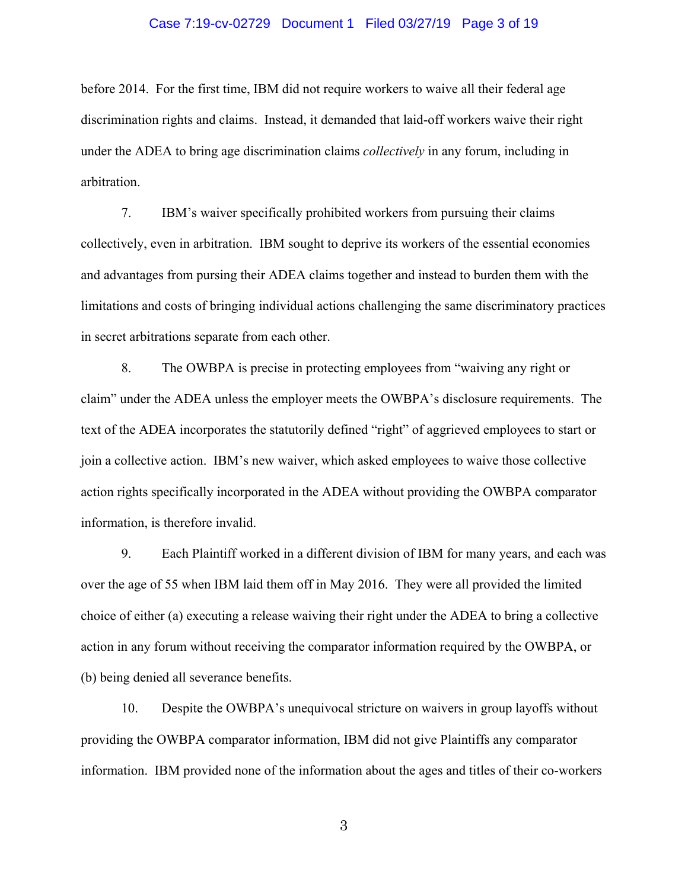before 2014. For the first time, IBM did not require workers to waive all their federal age discrimination rights and claims. Instead, it demanded that laid-off workers waive their right under the ADEA to bring age discrimination claims *collectively* in any forum, including in arbitration.

7. IBM's waiver specifically prohibited workers from pursuing their claims collectively, even in arbitration. IBM sought to deprive its workers of the essential economies and advantages from pursing their ADEA claims together and instead to burden them with the limitations and costs of bringing individual actions challenging the same discriminatory practices in secret arbitrations separate from each other.

8. The OWBPA is precise in protecting employees from "waiving any right or claim" under the ADEA unless the employer meets the OWBPA's disclosure requirements. The text of the ADEA incorporates the statutorily defined "right" of aggrieved employees to start or join a collective action. IBM's new waiver, which asked employees to waive those collective action rights specifically incorporated in the ADEA without providing the OWBPA comparator information, is therefore invalid.

9. Each Plaintiff worked in a different division of IBM for many years, and each was over the age of 55 when IBM laid them off in May 2016. They were all provided the limited choice of either (a) executing a release waiving their right under the ADEA to bring a collective action in any forum without receiving the comparator information required by the OWBPA, or (b) being denied all severance benefits.

10. Despite the OWBPA's unequivocal stricture on waivers in group layoffs without providing the OWBPA comparator information, IBM did not give Plaintiffs any comparator information. IBM provided none of the information about the ages and titles of their co-workers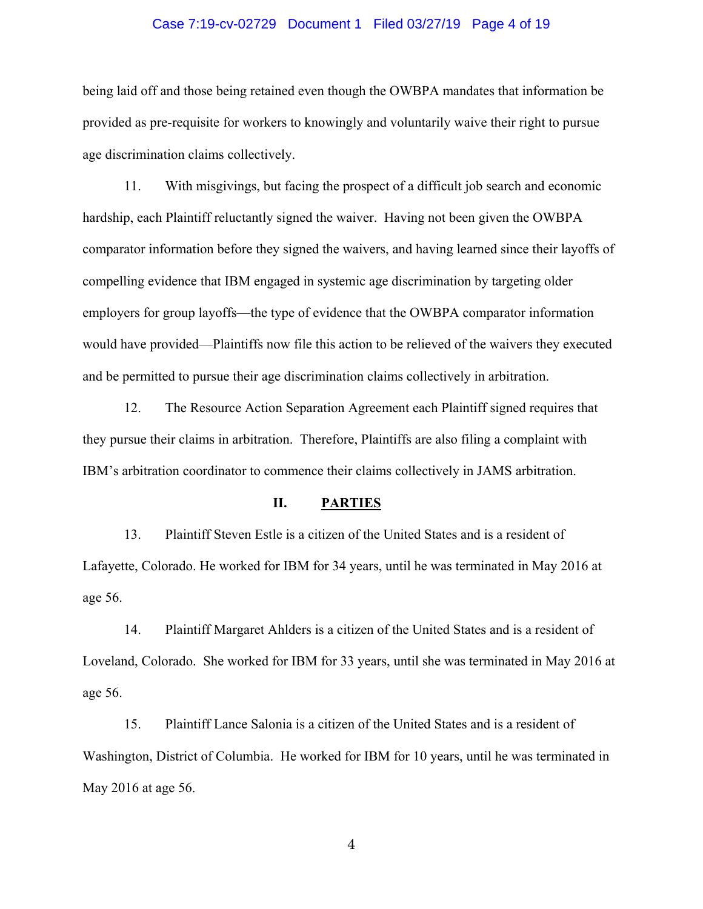being laid off and those being retained even though the OWBPA mandates that information be provided as pre-requisite for workers to knowingly and voluntarily waive their right to pursue age discrimination claims collectively.

11. With misgivings, but facing the prospect of a difficult job search and economic hardship, each Plaintiff reluctantly signed the waiver. Having not been given the OWBPA comparator information before they signed the waivers, and having learned since their layoffs of compelling evidence that IBM engaged in systemic age discrimination by targeting older employers for group layoffs—the type of evidence that the OWBPA comparator information would have provided—Plaintiffs now file this action to be relieved of the waivers they executed and be permitted to pursue their age discrimination claims collectively in arbitration.

12. The Resource Action Separation Agreement each Plaintiff signed requires that they pursue their claims in arbitration. Therefore, Plaintiffs are also filing a complaint with IBM's arbitration coordinator to commence their claims collectively in JAMS arbitration.

## II. PARTIES

13. Plaintiff Steven Estle is a citizen of the United States and is a resident of Lafayette, Colorado. He worked for IBM for 34 years, until he was terminated in May 2016 at age 56.

14. Plaintiff Margaret Ahlders is a citizen of the United States and is a resident of Loveland, Colorado. She worked for IBM for 33 years, until she was terminated in May 2016 at age 56.

15. Plaintiff Lance Salonia is a citizen of the United States and is a resident of Washington, District of Columbia. He worked for IBM for 10 years, until he was terminated in May 2016 at age 56.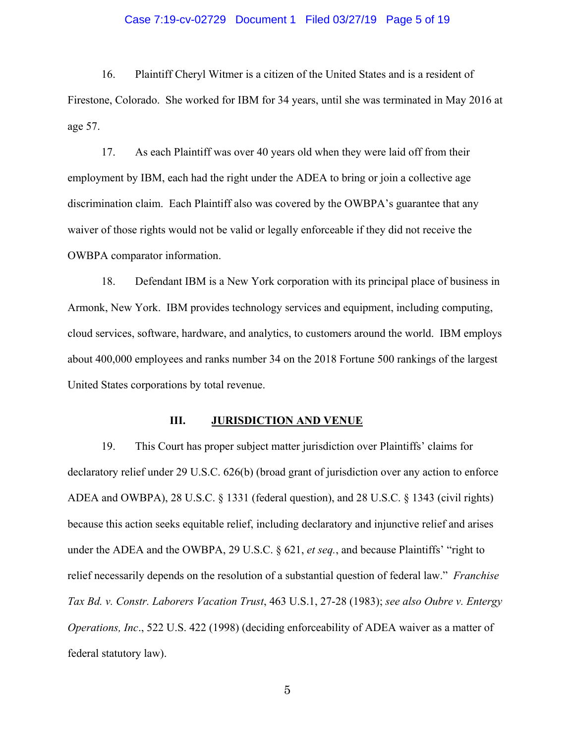16. Plaintiff Cheryl Witmer is a citizen of the United States and is a resident of Firestone, Colorado. She worked for IBM for 34 years, until she was terminated in May 2016 at age 57.

17. As each Plaintiff was over 40 years old when they were laid off from their employment by IBM, each had the right under the ADEA to bring or join a collective age discrimination claim. Each Plaintiff also was covered by the OWBPA's guarantee that any waiver of those rights would not be valid or legally enforceable if they did not receive the OWBPA comparator information.

18. Defendant IBM is a New York corporation with its principal place of business in Armonk, New York. IBM provides technology services and equipment, including computing, cloud services, software, hardware, and analytics, to customers around the world. IBM employs about 400,000 employees and ranks number 34 on the 2018 Fortune 500 rankings of the largest United States corporations by total revenue.

## III. JURISDICTION AND VENUE

19. This Court has proper subject matter jurisdiction over Plaintiffs' claims for declaratory relief under 29 U.S.C. 626(b) (broad grant of jurisdiction over any action to enforce ADEA and OWBPA), 28 U.S.C. § 1331 (federal question), and 28 U.S.C. § 1343 (civil rights) because this action seeks equitable relief, including declaratory and injunctive relief and arises under the ADEA and the OWBPA, 29 U.S.C. § 621, *et seq.*, and because Plaintiffs' "right to relief necessarily depends on the resolution of a substantial question of federal law." *Franchise Tax Bd. v. Constr. Laborers Vacation Trust*, 463 U.S.1, 27-28 (1983); *see also Oubre v. Entergy Operations, Inc*., 522 U.S. 422 (1998) (deciding enforceability of ADEA waiver as a matter of federal statutory law).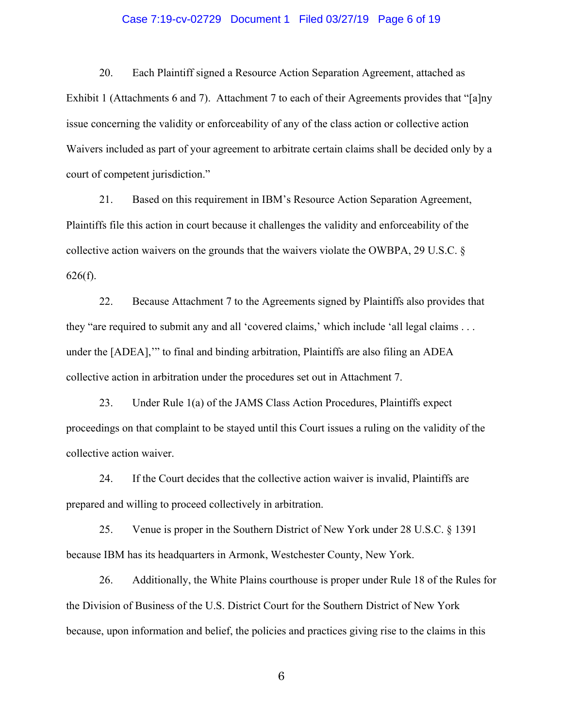20. Each Plaintiff signed a Resource Action Separation Agreement, attached as Exhibit 1 (Attachments 6 and 7). Attachment 7 to each of their Agreements provides that "[a]ny issue concerning the validity or enforceability of any of the class action or collective action Waivers included as part of your agreement to arbitrate certain claims shall be decided only by a court of competent jurisdiction."

21. Based on this requirement in IBM's Resource Action Separation Agreement, Plaintiffs file this action in court because it challenges the validity and enforceability of the collective action waivers on the grounds that the waivers violate the OWBPA, 29 U.S.C. § 626(f).

22. Because Attachment 7 to the Agreements signed by Plaintiffs also provides that they "are required to submit any and all 'covered claims,' which include 'all legal claims . . . under the [ADEA],'" to final and binding arbitration, Plaintiffs are also filing an ADEA collective action in arbitration under the procedures set out in Attachment 7.

23. Under Rule 1(a) of the JAMS Class Action Procedures, Plaintiffs expect proceedings on that complaint to be stayed until this Court issues a ruling on the validity of the collective action waiver.

24. If the Court decides that the collective action waiver is invalid, Plaintiffs are prepared and willing to proceed collectively in arbitration.

25. Venue is proper in the Southern District of New York under 28 U.S.C. § 1391 because IBM has its headquarters in Armonk, Westchester County, New York.

26. Additionally, the White Plains courthouse is proper under Rule 18 of the Rules for the Division of Business of the U.S. District Court for the Southern District of New York because, upon information and belief, the policies and practices giving rise to the claims in this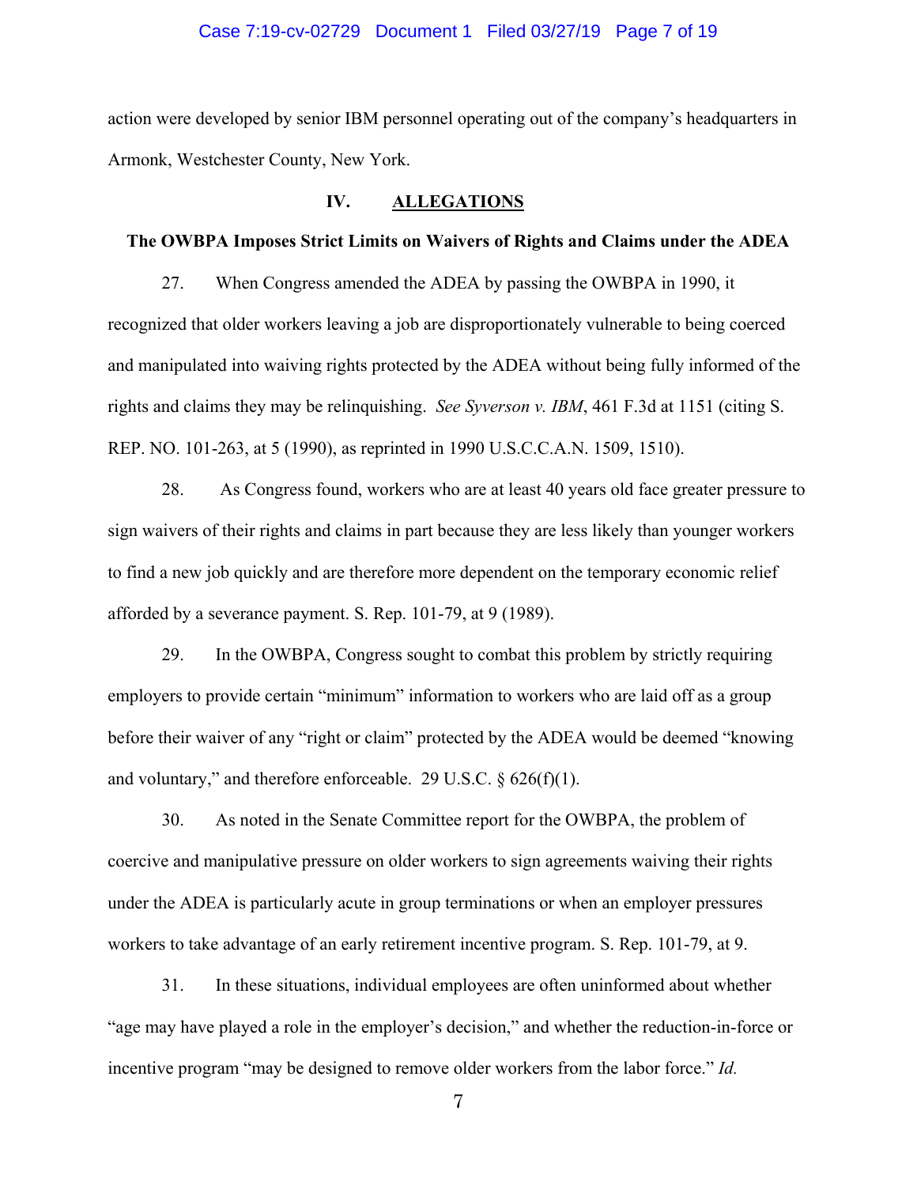action were developed by senior IBM personnel operating out of the company's headquarters in Armonk, Westchester County, New York.

## IV. ALLEGATIONS

### The OWBPA Imposes Strict Limits on Waivers of Rights and Claims under the ADEA

27. When Congress amended the ADEA by passing the OWBPA in 1990, it recognized that older workers leaving a job are disproportionately vulnerable to being coerced and manipulated into waiving rights protected by the ADEA without being fully informed of the rights and claims they may be relinquishing. *See Syverson v. IBM*, 461 F.3d at 1151 (citing S. REP. NO. 101-263, at 5 (1990), as reprinted in 1990 U.S.C.C.A.N. 1509, 1510).

28. As Congress found, workers who are at least 40 years old face greater pressure to sign waivers of their rights and claims in part because they are less likely than younger workers to find a new job quickly and are therefore more dependent on the temporary economic relief afforded by a severance payment. S. Rep. 101-79, at 9 (1989).

29. In the OWBPA, Congress sought to combat this problem by strictly requiring employers to provide certain "minimum" information to workers who are laid off as a group before their waiver of any "right or claim" protected by the ADEA would be deemed "knowing and voluntary," and therefore enforceable. 29 U.S.C. § 626(f)(1).

30. As noted in the Senate Committee report for the OWBPA, the problem of coercive and manipulative pressure on older workers to sign agreements waiving their rights under the ADEA is particularly acute in group terminations or when an employer pressures workers to take advantage of an early retirement incentive program. S. Rep. 101-79, at 9.

31. In these situations, individual employees are often uninformed about whether "age may have played a role in the employer's decision," and whether the reduction-in-force or incentive program "may be designed to remove older workers from the labor force." *Id.*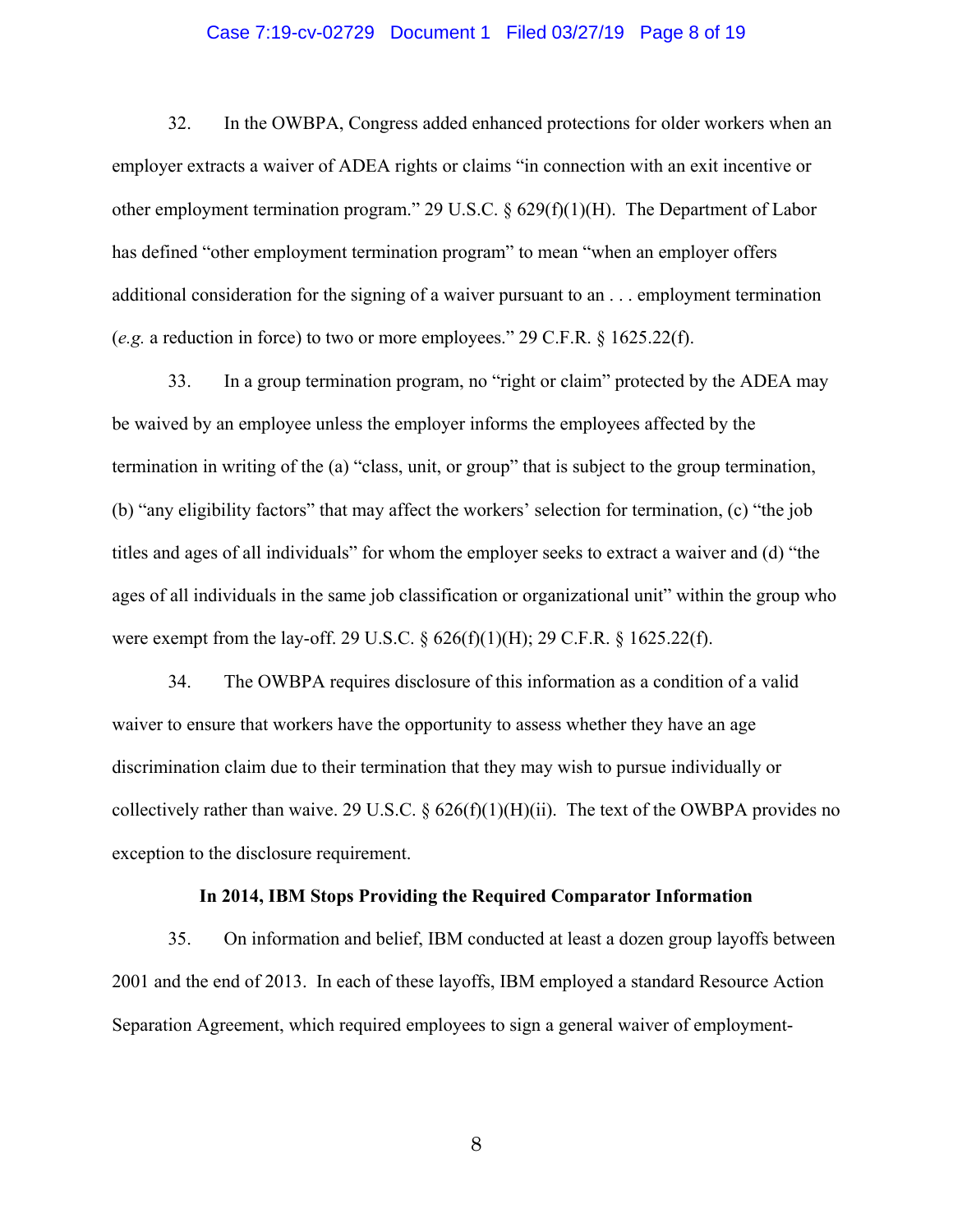32. In the OWBPA, Congress added enhanced protections for older workers when an employer extracts a waiver of ADEA rights or claims "in connection with an exit incentive or other employment termination program." 29 U.S.C. § 629(f)(1)(H). The Department of Labor has defined "other employment termination program" to mean "when an employer offers additional consideration for the signing of a waiver pursuant to an . . . employment termination (*e.g.* a reduction in force) to two or more employees." 29 C.F.R. § 1625.22(f).

33. In a group termination program, no "right or claim" protected by the ADEA may be waived by an employee unless the employer informs the employees affected by the termination in writing of the (a) "class, unit, or group" that is subject to the group termination, (b) "any eligibility factors" that may affect the workers' selection for termination, (c) "the job titles and ages of all individuals" for whom the employer seeks to extract a waiver and (d) "the ages of all individuals in the same job classification or organizational unit" within the group who were exempt from the lay-off. 29 U.S.C. § 626(f)(1)(H); 29 C.F.R. § 1625.22(f).

34. The OWBPA requires disclosure of this information as a condition of a valid waiver to ensure that workers have the opportunity to assess whether they have an age discrimination claim due to their termination that they may wish to pursue individually or collectively rather than waive. 29 U.S.C. § 626(f)(1)(H)(ii). The text of the OWBPA provides no exception to the disclosure requirement.

**In 2014, IBM Stops Providing the Required Comparator Information**

35. On information and belief, IBM conducted at least a dozen group layoffs between 2001 and the end of 2013. In each of these layoffs, IBM employed a standard Resource Action Separation Agreement, which required employees to sign a general waiver of employment-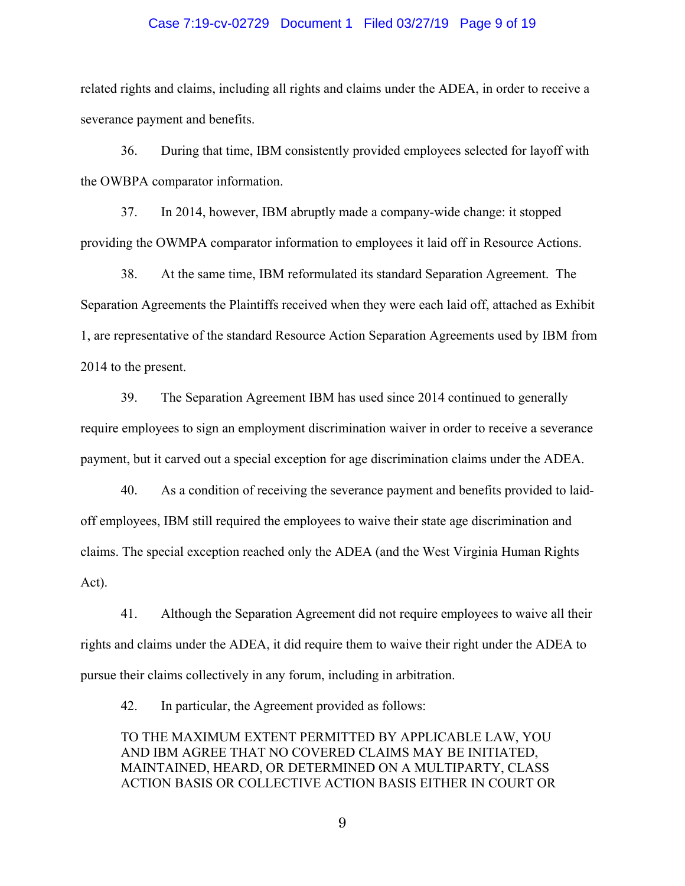related rights and claims, including all rights and claims under the ADEA, in order to receive a severance payment and benefits.

36. During that time, IBM consistently provided employees selected for layoff with the OWBPA comparator information.

37. In 2014, however, IBM abruptly made a company-wide change: it stopped providing the OWMPA comparator information to employees it laid off in Resource Actions.

38. At the same time, IBM reformulated its standard Separation Agreement. The Separation Agreements the Plaintiffs received when they were each laid off, attached as Exhibit 1, are representative of the standard Resource Action Separation Agreements used by IBM from 2014 to the present.

39. The Separation Agreement IBM has used since 2014 continued to generally require employees to sign an employment discrimination waiver in order to receive a severance payment, but it carved out a special exception for age discrimination claims under the ADEA.

40. As a condition of receiving the severance payment and benefits provided to laid-off employees, IBM still required the employees to waive their state age discrimination and claims. The special exception reached only the ADEA (and the West Virginia Human Rights Act).

41. Although the Separation Agreement did not require employees to waive all their rights and claims under the ADEA, it did require them to waive their right under the ADEA to pursue their claims collectively in any forum, including in arbitration.

42. In particular, the Agreement provided as follows:

> TO THE MAXIMUM EXTENT PERMITTED BY APPLICABLE LAW, YOU AND IBM AGREE THAT NO COVERED CLAIMS MAY BE INITIATED, MAINTAINED, HEARD, OR DETERMINED ON A MULTIPARTY, CLASS ACTION BASIS OR COLLECTIVE ACTION BASIS EITHER IN COURT OR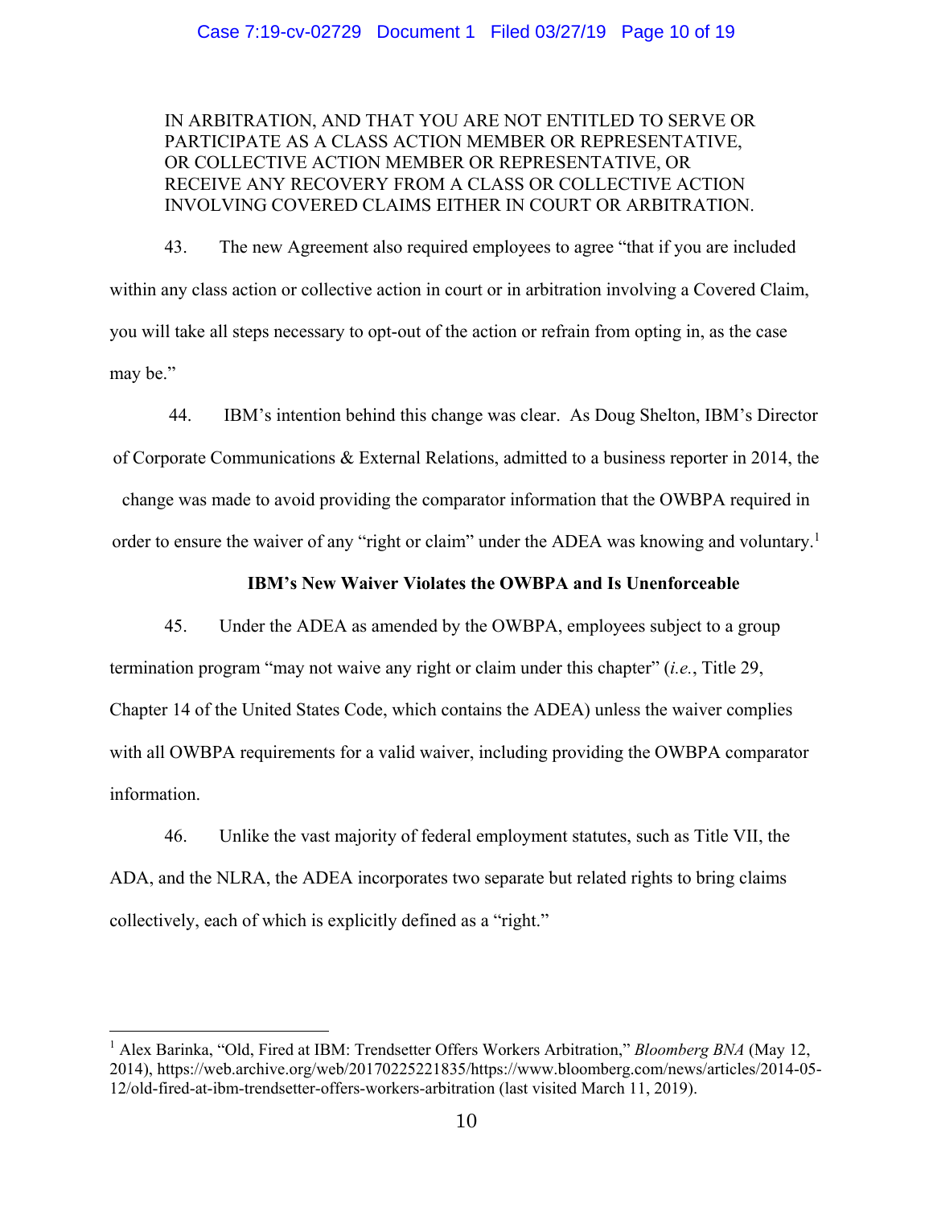IN ARBITRATION, AND THAT YOU ARE NOT ENTITLED TO SERVE OR PARTICIPATE AS A CLASS ACTION MEMBER OR REPRESENTATIVE, OR COLLECTIVE ACTION MEMBER OR REPRESENTATIVE, OR RECEIVE ANY RECOVERY FROM A CLASS OR COLLECTIVE ACTION INVOLVING COVERED CLAIMS EITHER IN COURT OR ARBITRATION.

43. The new Agreement also required employees to agree "that if you are included within any class action or collective action in court or in arbitration involving a Covered Claim, you will take all steps necessary to opt-out of the action or refrain from opting in, as the case may be."

44. IBM's intention behind this change was clear. As Doug Shelton, IBM's Director of Corporate Communications & External Relations, admitted to a business reporter in 2014, the change was made to avoid providing the comparator information that the OWBPA required in order to ensure the waiver of any "right or claim" under the ADEA was knowing and voluntary.[1]

**IBM's New Waiver Violates the OWBPA and Is Unenforceable**

45. Under the ADEA as amended by the OWBPA, employees subject to a group termination program "may not waive any right or claim under this chapter" (*i.e.*, Title 29, Chapter 14 of the United States Code, which contains the ADEA) unless the waiver complies with all OWBPA requirements for a valid waiver, including providing the OWBPA comparator information.

46. Unlike the vast majority of federal employment statutes, such as Title VII, the ADA, and the NLRA, the ADEA incorporates two separate but related rights to bring claims collectively, each of which is explicitly defined as a "right."

---

[1] Alex Barinka, "Old, Fired at IBM: Trendsetter Offers Workers Arbitration," *Bloomberg BNA* (May 12, 2014), https://web.archive.org/web/20170225221835/https://www.bloomberg.com/news/articles/2014-05-12/old-fired-at-ibm-trendsetter-offers-workers-arbitration (last visited March 11, 2019).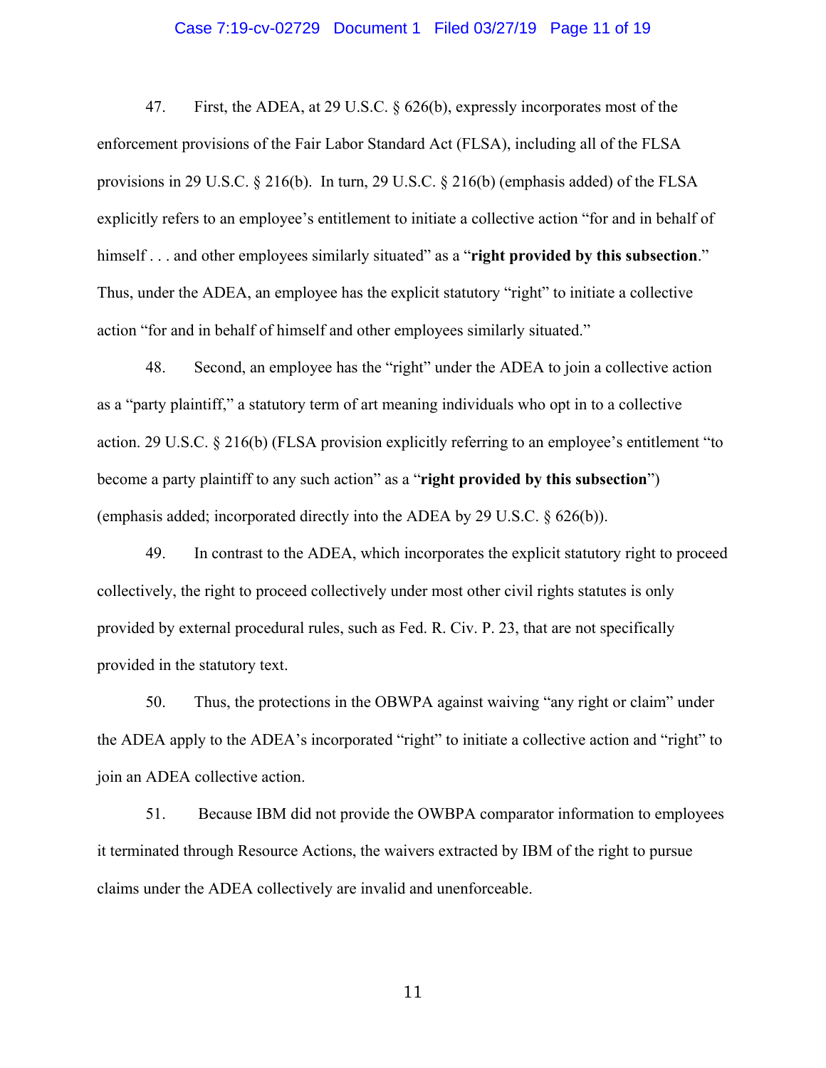47. First, the ADEA, at 29 U.S.C. § 626(b), expressly incorporates most of the enforcement provisions of the Fair Labor Standard Act (FLSA), including all of the FLSA provisions in 29 U.S.C. § 216(b). In turn, 29 U.S.C. § 216(b) (emphasis added) of the FLSA explicitly refers to an employee's entitlement to initiate a collective action "for and in behalf of himself . . . and other employees similarly situated" as a "**right provided by this subsection**." Thus, under the ADEA, an employee has the explicit statutory "right" to initiate a collective action "for and in behalf of himself and other employees similarly situated."

48. Second, an employee has the "right" under the ADEA to join a collective action as a "party plaintiff," a statutory term of art meaning individuals who opt in to a collective action. 29 U.S.C. § 216(b) (FLSA provision explicitly referring to an employee's entitlement "to become a party plaintiff to any such action" as a "**right provided by this subsection**") (emphasis added; incorporated directly into the ADEA by 29 U.S.C. § 626(b)).

49. In contrast to the ADEA, which incorporates the explicit statutory right to proceed collectively, the right to proceed collectively under most other civil rights statutes is only provided by external procedural rules, such as Fed. R. Civ. P. 23, that are not specifically provided in the statutory text.

50. Thus, the protections in the OBWPA against waiving "any right or claim" under the ADEA apply to the ADEA's incorporated "right" to initiate a collective action and "right" to join an ADEA collective action.

51. Because IBM did not provide the OWBPA comparator information to employees it terminated through Resource Actions, the waivers extracted by IBM of the right to pursue claims under the ADEA collectively are invalid and unenforceable.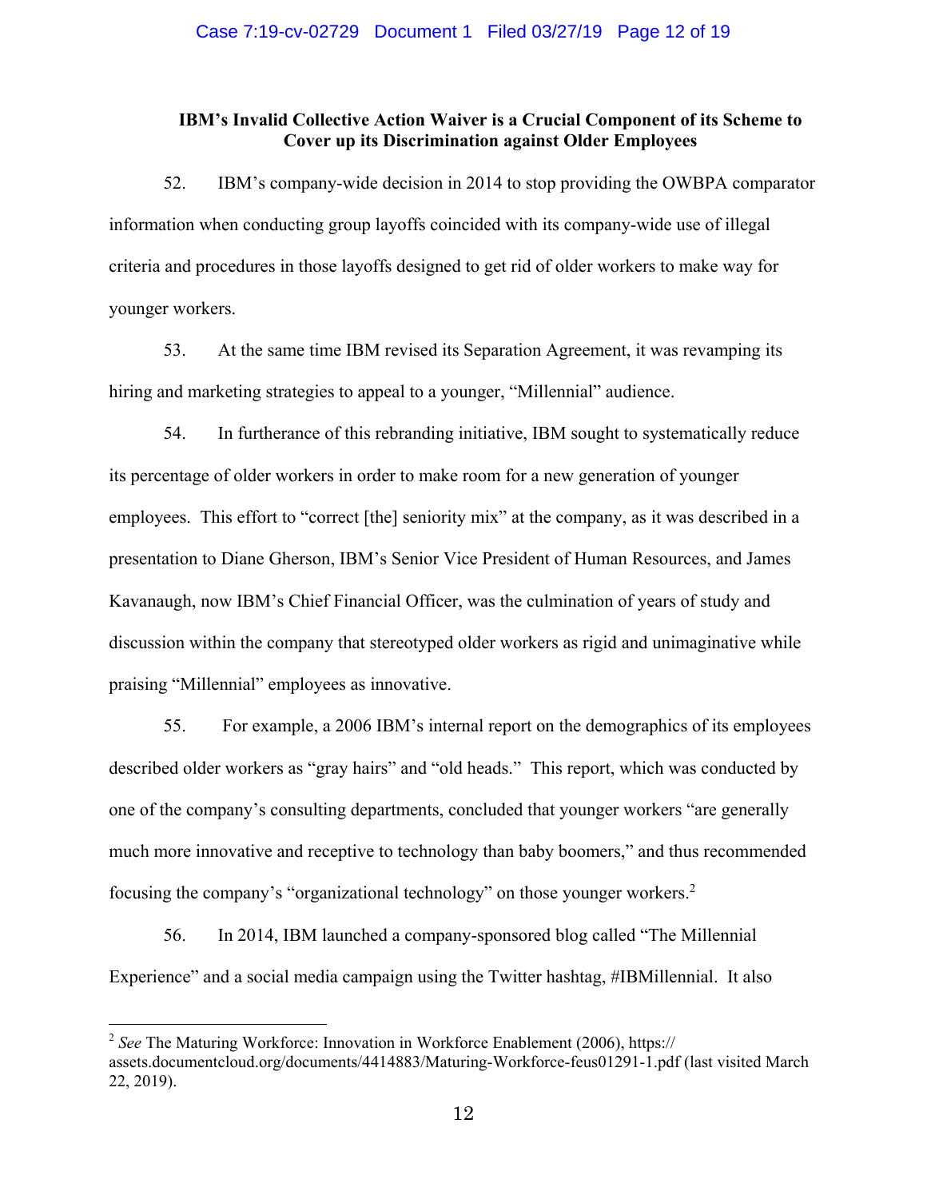### IBM's Invalid Collective Action Waiver is a Crucial Component of its Scheme to Cover up its Discrimination against Older Employees

52. IBM's company-wide decision in 2014 to stop providing the OWBPA comparator information when conducting group layoffs coincided with its company-wide use of illegal criteria and procedures in those layoffs designed to get rid of older workers to make way for younger workers.

53. At the same time IBM revised its Separation Agreement, it was revamping its hiring and marketing strategies to appeal to a younger, "Millennial" audience.

54. In furtherance of this rebranding initiative, IBM sought to systematically reduce its percentage of older workers in order to make room for a new generation of younger employees. This effort to "correct [the] seniority mix" at the company, as it was described in a presentation to Diane Gherson, IBM's Senior Vice President of Human Resources, and James Kavanaugh, now IBM's Chief Financial Officer, was the culmination of years of study and discussion within the company that stereotyped older workers as rigid and unimaginative while praising "Millennial" employees as innovative.

55. For example, a 2006 IBM's internal report on the demographics of its employees described older workers as "gray hairs" and "old heads." This report, which was conducted by one of the company's consulting departments, concluded that younger workers "are generally much more innovative and receptive to technology than baby boomers," and thus recommended focusing the company's "organizational technology" on those younger workers.[2]

56. In 2014, IBM launched a company-sponsored blog called "The Millennial Experience" and a social media campaign using the Twitter hashtag, #IBMillennial. It also

[2] *See* The Maturing Workforce: Innovation in Workforce Enablement (2006), https://assets.documentcloud.org/documents/4414883/Maturing-Workforce-feus01291-1.pdf (last visited March 22, 2019).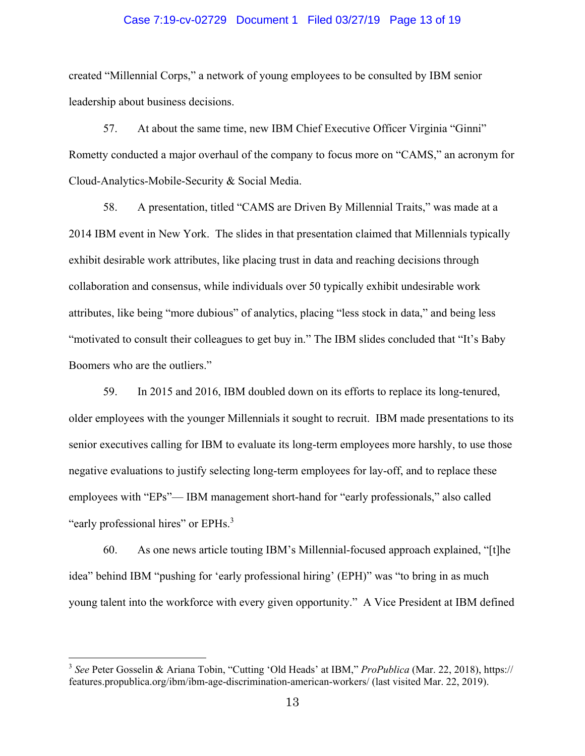created "Millennial Corps," a network of young employees to be consulted by IBM senior leadership about business decisions.

57. At about the same time, new IBM Chief Executive Officer Virginia "Ginni" Rometty conducted a major overhaul of the company to focus more on "CAMS," an acronym for Cloud-Analytics-Mobile-Security & Social Media.

58. A presentation, titled "CAMS are Driven By Millennial Traits," was made at a 2014 IBM event in New York. The slides in that presentation claimed that Millennials typically exhibit desirable work attributes, like placing trust in data and reaching decisions through collaboration and consensus, while individuals over 50 typically exhibit undesirable work attributes, like being "more dubious" of analytics, placing "less stock in data," and being less "motivated to consult their colleagues to get buy in." The IBM slides concluded that "It's Baby Boomers who are the outliers."

59. In 2015 and 2016, IBM doubled down on its efforts to replace its long-tenured, older employees with the younger Millennials it sought to recruit. IBM made presentations to its senior executives calling for IBM to evaluate its long-term employees more harshly, to use those negative evaluations to justify selecting long-term employees for lay-off, and to replace these employees with "EPs"— IBM management short-hand for "early professionals," also called "early professional hires" or EPHs.[3]

60. As one news article touting IBM's Millennial-focused approach explained, "[t]he idea" behind IBM "pushing for 'early professional hiring' (EPH)" was "to bring in as much young talent into the workforce with every given opportunity." A Vice President at IBM defined

---

[3] *See* Peter Gosselin & Ariana Tobin, "Cutting 'Old Heads' at IBM," *ProPublica* (Mar. 22, 2018), https://features.propublica.org/ibm/ibm-age-discrimination-american-workers/ (last visited Mar. 22, 2019).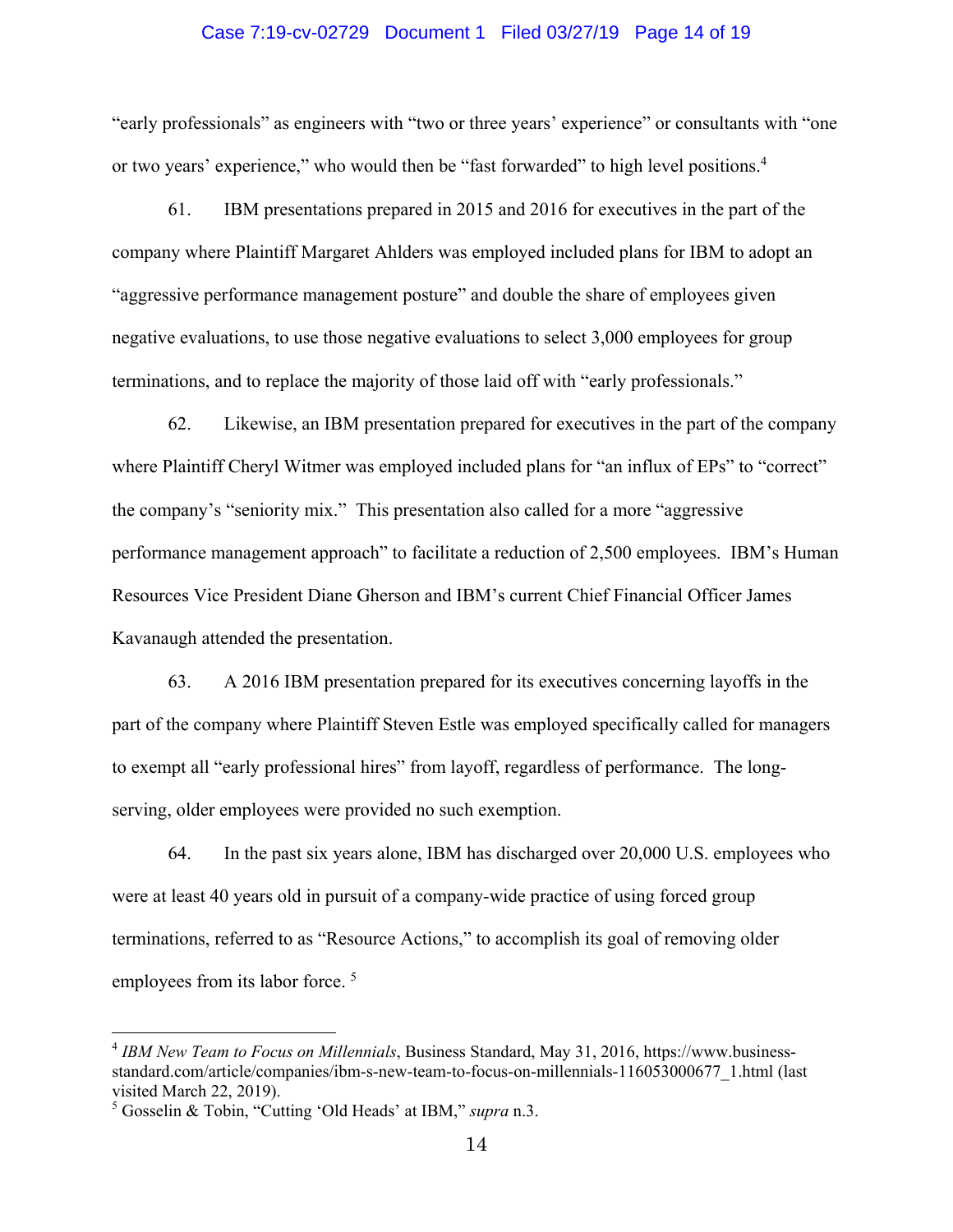"early professionals" as engineers with "two or three years' experience" or consultants with "one or two years' experience," who would then be "fast forwarded" to high level positions.[4]

61. IBM presentations prepared in 2015 and 2016 for executives in the part of the company where Plaintiff Margaret Ahlders was employed included plans for IBM to adopt an "aggressive performance management posture" and double the share of employees given negative evaluations, to use those negative evaluations to select 3,000 employees for group terminations, and to replace the majority of those laid off with "early professionals."

62. Likewise, an IBM presentation prepared for executives in the part of the company where Plaintiff Cheryl Witmer was employed included plans for "an influx of EPs" to "correct" the company's "seniority mix." This presentation also called for a more "aggressive performance management approach" to facilitate a reduction of 2,500 employees. IBM's Human Resources Vice President Diane Gherson and IBM's current Chief Financial Officer James Kavanaugh attended the presentation.

63. A 2016 IBM presentation prepared for its executives concerning layoffs in the part of the company where Plaintiff Steven Estle was employed specifically called for managers to exempt all "early professional hires" from layoff, regardless of performance. The long-serving, older employees were provided no such exemption.

64. In the past six years alone, IBM has discharged over 20,000 U.S. employees who were at least 40 years old in pursuit of a company-wide practice of using forced group terminations, referred to as "Resource Actions," to accomplish its goal of removing older employees from its labor force. [5]

---

[4] *IBM New Team to Focus on Millennials*, Business Standard, May 31, 2016, https://www.business-standard.com/article/companies/ibm-s-new-team-to-focus-on-millennials-116053000677_1.html (last visited March 22, 2019).

[5] Gosselin & Tobin, "Cutting 'Old Heads' at IBM," *supra* n.3.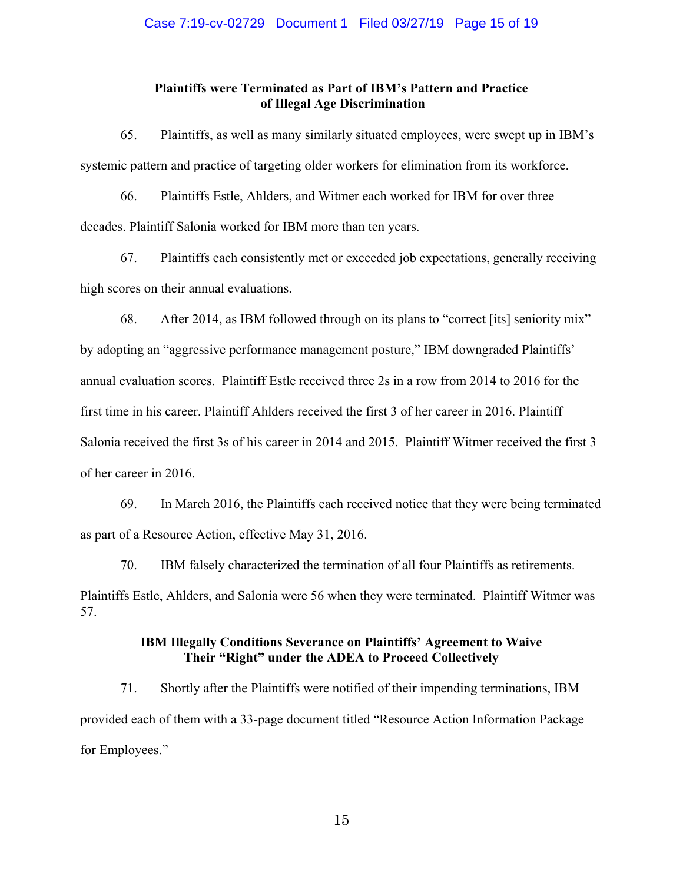**Plaintiffs were Terminated as Part of IBM's Pattern and Practice of Illegal Age Discrimination**

65. Plaintiffs, as well as many similarly situated employees, were swept up in IBM's systemic pattern and practice of targeting older workers for elimination from its workforce.

66. Plaintiffs Estle, Ahlders, and Witmer each worked for IBM for over three decades. Plaintiff Salonia worked for IBM more than ten years.

67. Plaintiffs each consistently met or exceeded job expectations, generally receiving high scores on their annual evaluations.

68. After 2014, as IBM followed through on its plans to "correct [its] seniority mix" by adopting an "aggressive performance management posture," IBM downgraded Plaintiffs' annual evaluation scores. Plaintiff Estle received three 2s in a row from 2014 to 2016 for the first time in his career. Plaintiff Ahlders received the first 3 of her career in 2016. Plaintiff Salonia received the first 3s of his career in 2014 and 2015. Plaintiff Witmer received the first 3 of her career in 2016.

69. In March 2016, the Plaintiffs each received notice that they were being terminated as part of a Resource Action, effective May 31, 2016.

70. IBM falsely characterized the termination of all four Plaintiffs as retirements. Plaintiffs Estle, Ahlders, and Salonia were 56 when they were terminated. Plaintiff Witmer was 57.

**IBM Illegally Conditions Severance on Plaintiffs' Agreement to Waive Their "Right" under the ADEA to Proceed Collectively**

71. Shortly after the Plaintiffs were notified of their impending terminations, IBM provided each of them with a 33-page document titled "Resource Action Information Package for Employees."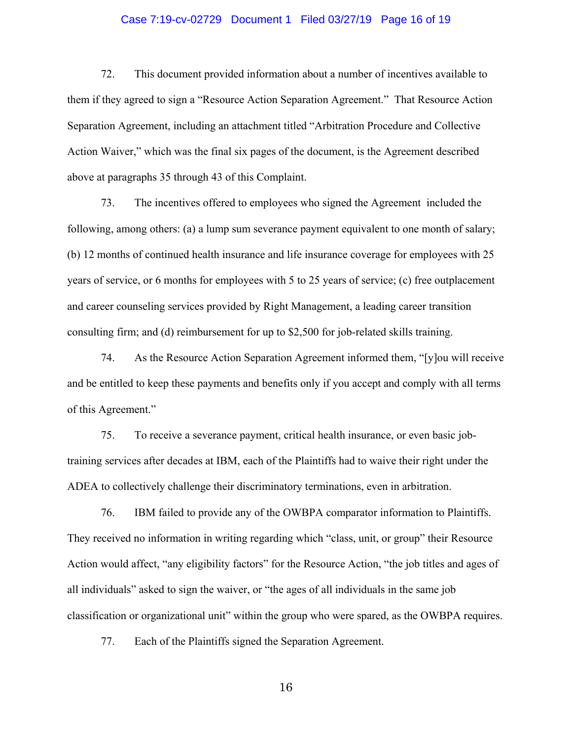72. This document provided information about a number of incentives available to them if they agreed to sign a "Resource Action Separation Agreement." That Resource Action Separation Agreement, including an attachment titled "Arbitration Procedure and Collective Action Waiver," which was the final six pages of the document, is the Agreement described above at paragraphs 35 through 43 of this Complaint.

73. The incentives offered to employees who signed the Agreement included the following, among others: (a) a lump sum severance payment equivalent to one month of salary; (b) 12 months of continued health insurance and life insurance coverage for employees with 25 years of service, or 6 months for employees with 5 to 25 years of service; (c) free outplacement and career counseling services provided by Right Management, a leading career transition consulting firm; and (d) reimbursement for up to $2,500 for job-related skills training.

74. As the Resource Action Separation Agreement informed them, "[y]ou will receive and be entitled to keep these payments and benefits only if you accept and comply with all terms of this Agreement."

75. To receive a severance payment, critical health insurance, or even basic job-training services after decades at IBM, each of the Plaintiffs had to waive their right under the ADEA to collectively challenge their discriminatory terminations, even in arbitration.

76. IBM failed to provide any of the OWBPA comparator information to Plaintiffs. They received no information in writing regarding which "class, unit, or group" their Resource Action would affect, "any eligibility factors" for the Resource Action, "the job titles and ages of all individuals" asked to sign the waiver, or "the ages of all individuals in the same job classification or organizational unit" within the group who were spared, as the OWBPA requires.

77. Each of the Plaintiffs signed the Separation Agreement.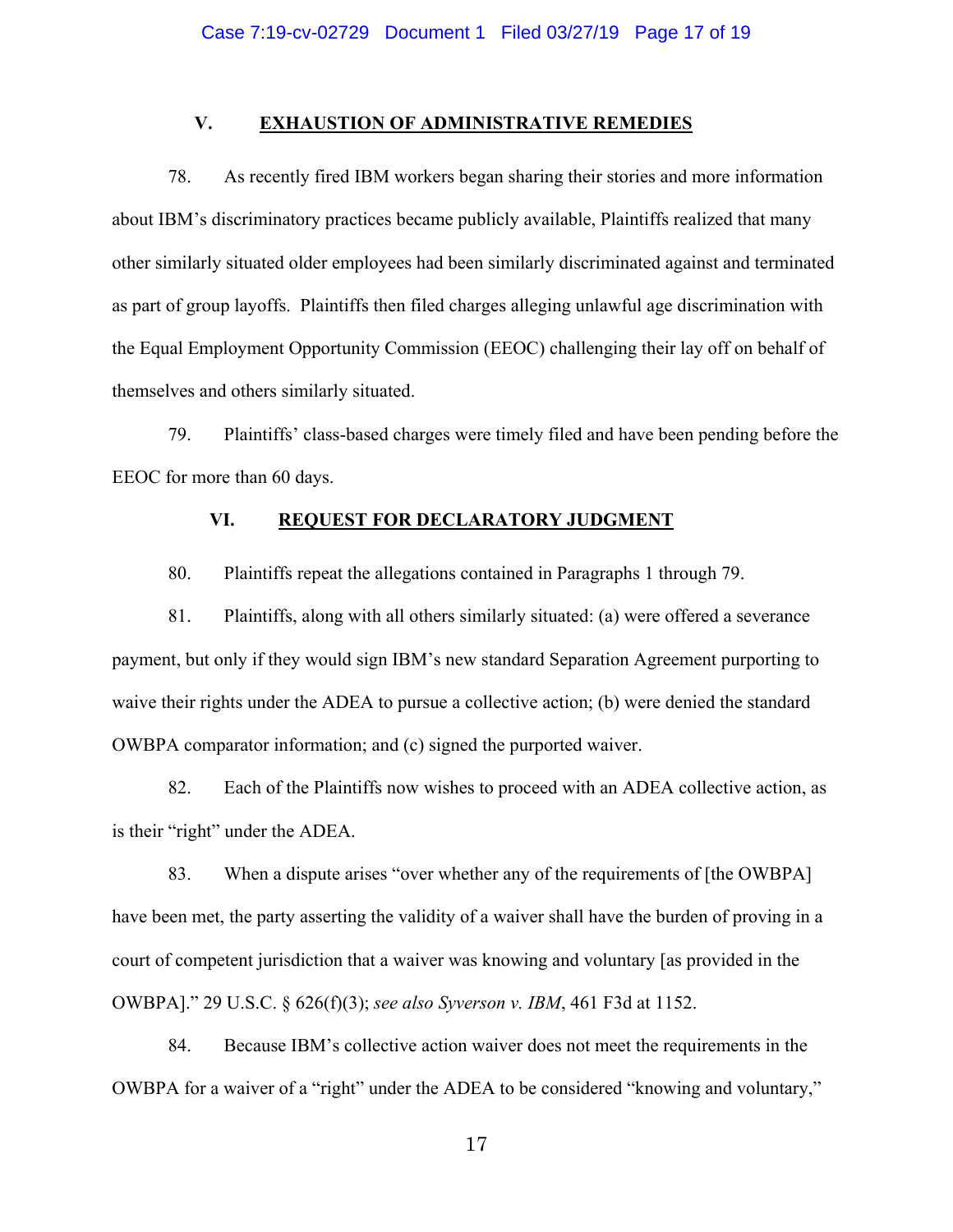## V. EXHAUSTION OF ADMINISTRATIVE REMEDIES

78. As recently fired IBM workers began sharing their stories and more information about IBM's discriminatory practices became publicly available, Plaintiffs realized that many other similarly situated older employees had been similarly discriminated against and terminated as part of group layoffs. Plaintiffs then filed charges alleging unlawful age discrimination with the Equal Employment Opportunity Commission (EEOC) challenging their lay off on behalf of themselves and others similarly situated.

79. Plaintiffs' class-based charges were timely filed and have been pending before the EEOC for more than 60 days.

## VI. REQUEST FOR DECLARATORY JUDGMENT

80. Plaintiffs repeat the allegations contained in Paragraphs 1 through 79.

81. Plaintiffs, along with all others similarly situated: (a) were offered a severance payment, but only if they would sign IBM's new standard Separation Agreement purporting to waive their rights under the ADEA to pursue a collective action; (b) were denied the standard OWBPA comparator information; and (c) signed the purported waiver.

82. Each of the Plaintiffs now wishes to proceed with an ADEA collective action, as is their "right" under the ADEA.

83. When a dispute arises "over whether any of the requirements of [the OWBPA] have been met, the party asserting the validity of a waiver shall have the burden of proving in a court of competent jurisdiction that a waiver was knowing and voluntary [as provided in the OWBPA]." 29 U.S.C. § 626(f)(3); *see also Syverson v. IBM*, 461 F3d at 1152.

84. Because IBM's collective action waiver does not meet the requirements in the OWBPA for a waiver of a "right" under the ADEA to be considered "knowing and voluntary,"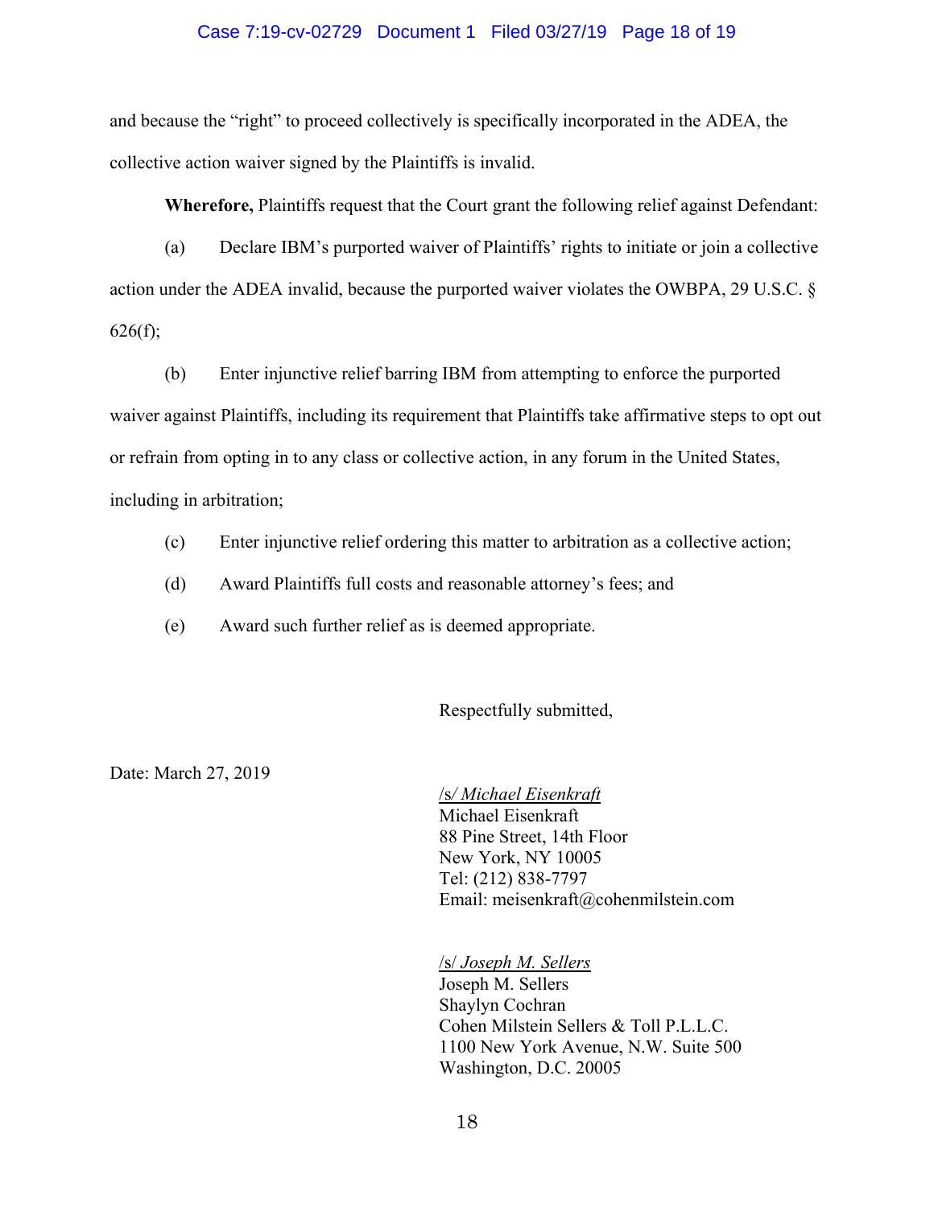and because the "right" to proceed collectively is specifically incorporated in the ADEA, the collective action waiver signed by the Plaintiffs is invalid.

**Wherefore,** Plaintiffs request that the Court grant the following relief against Defendant:

(a) Declare IBM's purported waiver of Plaintiffs' rights to initiate or join a collective action under the ADEA invalid, because the purported waiver violates the OWBPA, 29 U.S.C. § 626(f);

(b) Enter injunctive relief barring IBM from attempting to enforce the purported waiver against Plaintiffs, including its requirement that Plaintiffs take affirmative steps to opt out or refrain from opting in to any class or collective action, in any forum in the United States, including in arbitration;

(c) Enter injunctive relief ordering this matter to arbitration as a collective action;

(d) Award Plaintiffs full costs and reasonable attorney's fees; and

(e) Award such further relief as is deemed appropriate.

Respectfully submitted,

Date: March 27, 2019

/s/ *Michael Eisenkraft*
Michael Eisenkraft
88 Pine Street, 14th Floor
New York, NY 10005
Tel: (212) 838-7797
Email: meisenkraft@cohenmilstein.com

/s/ *Joseph M. Sellers*
Joseph M. Sellers
Shaylyn Cochran
Cohen Milstein Sellers & Toll P.L.L.C.
1100 New York Avenue, N.W. Suite 500
Washington, D.C. 20005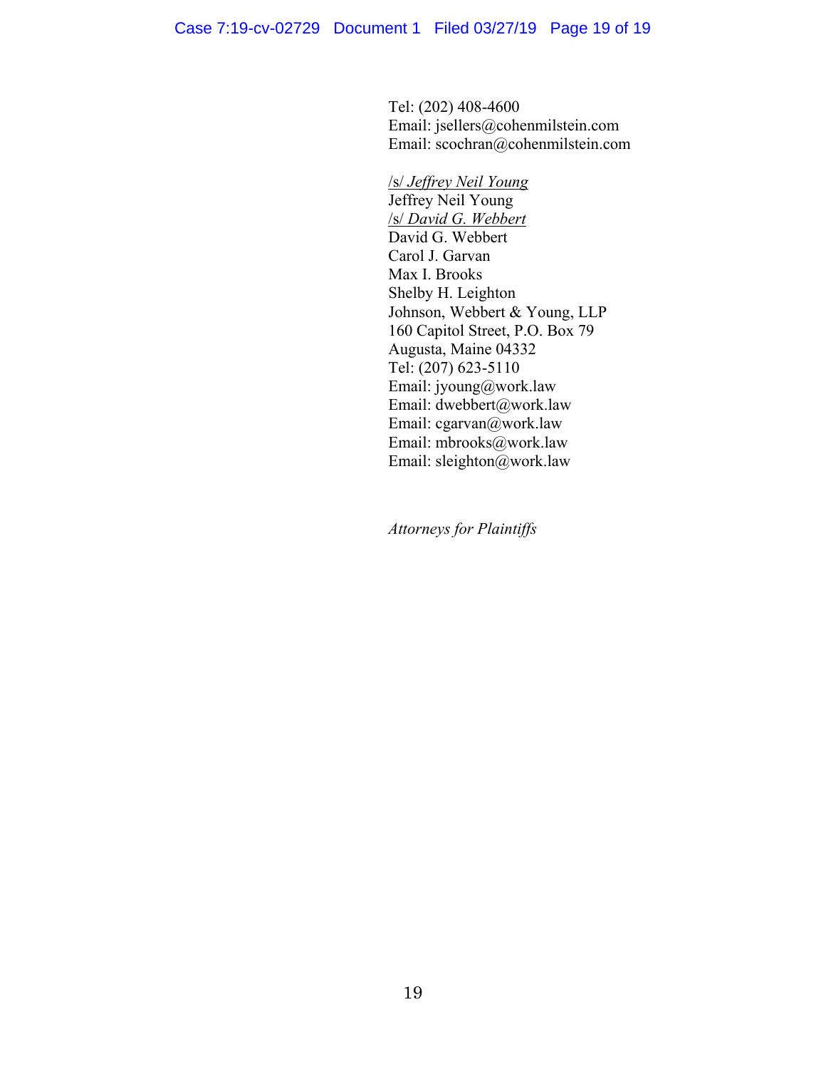Tel: (202) 408-4600
Email: jsellers@cohenmilstein.com
Email: scochran@cohenmilstein.com

/s/ *Jeffrey Neil Young*
Jeffrey Neil Young
/s/ *David G. Webbert*
David G. Webbert
Carol J. Garvan
Max I. Brooks
Shelby H. Leighton
Johnson, Webbert & Young, LLP
160 Capitol Street, P.O. Box 79
Augusta, Maine 04332
Tel: (207) 623-5110
Email: jyoung@work.law
Email: dwebbert@work.law
Email: cgarvan@work.law
Email: mbrooks@work.law
Email: sleighton@work.law

*Attorneys for Plaintiffs*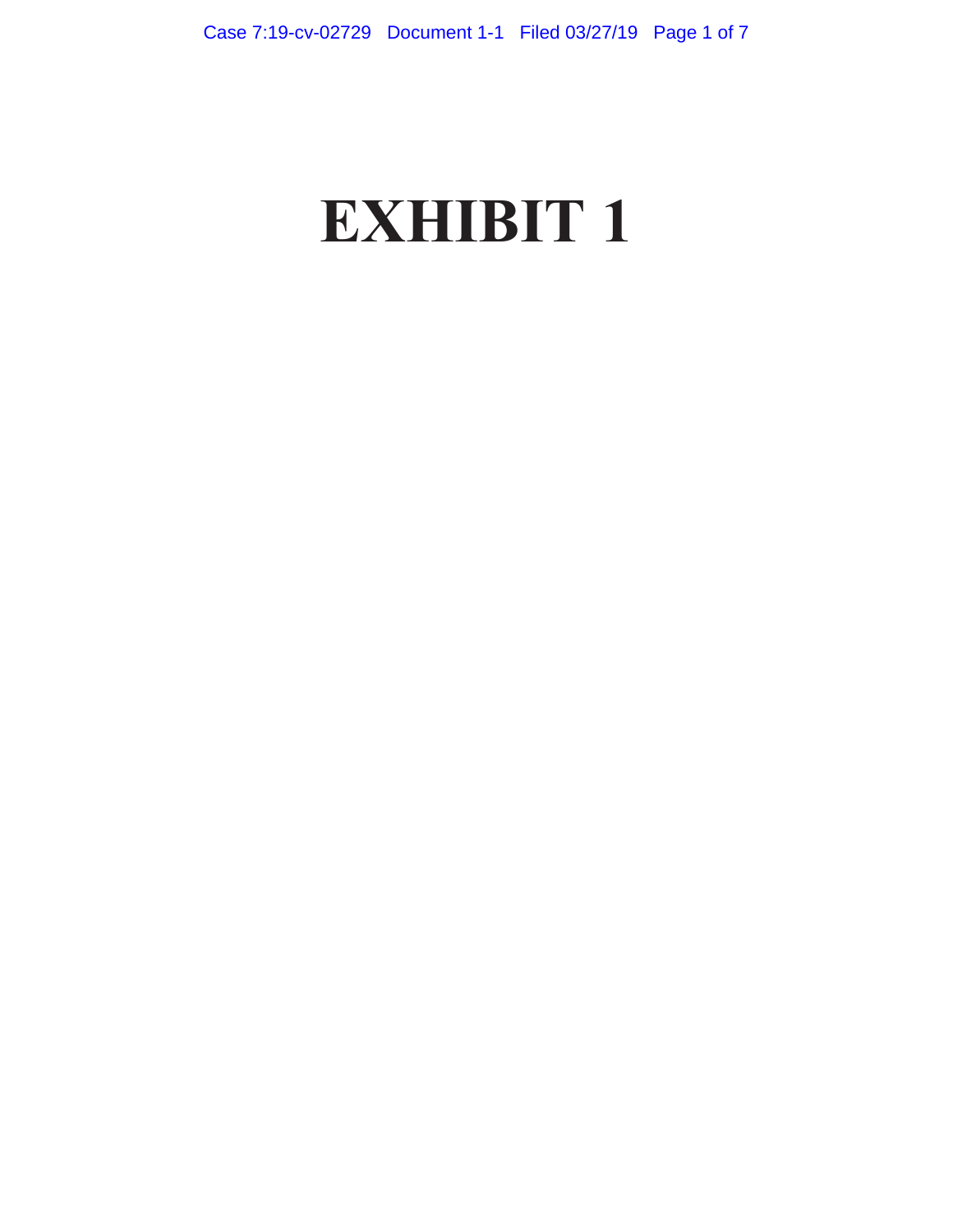# EXHIBIT 1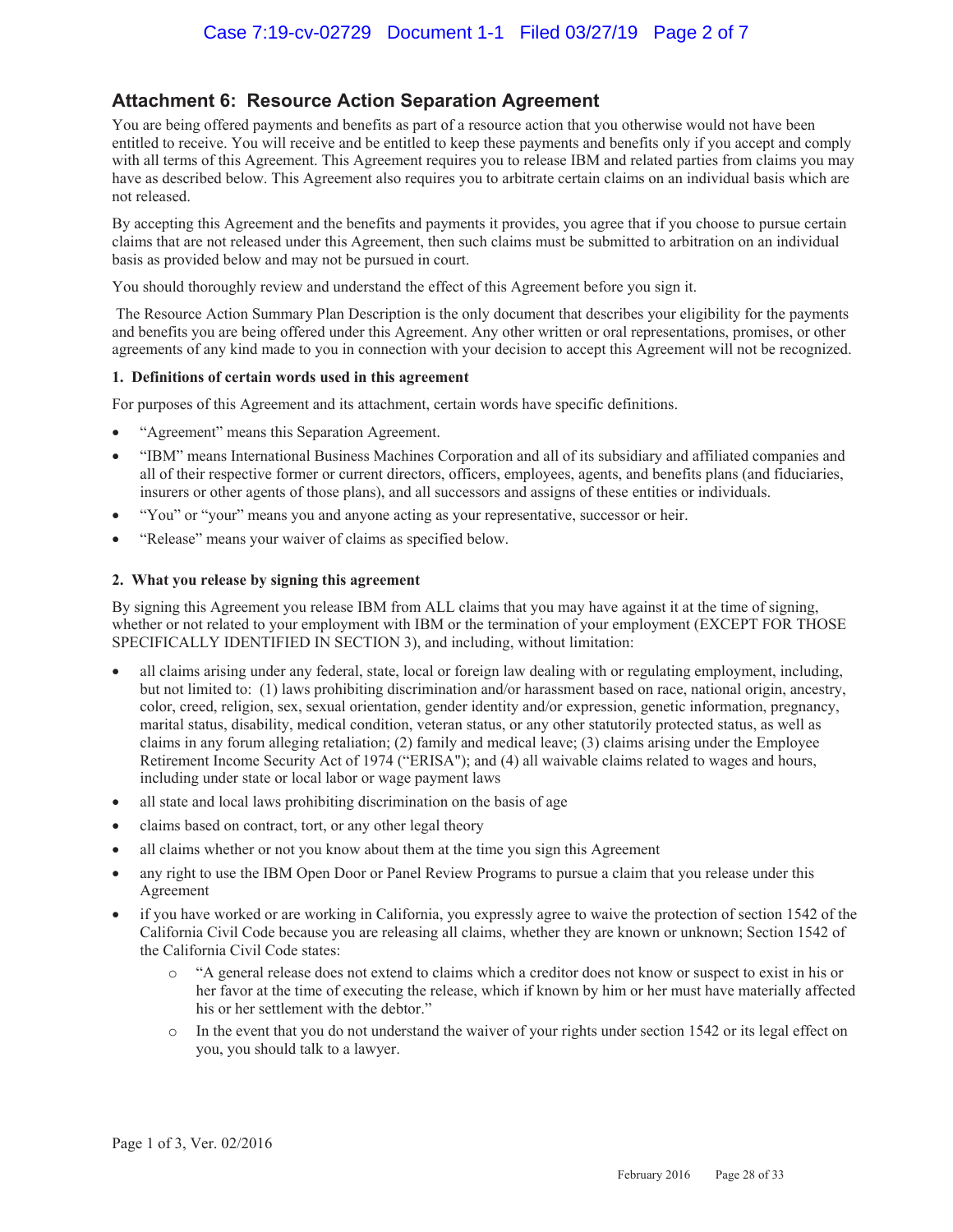## Attachment 6: Resource Action Separation Agreement

You are being offered payments and benefits as part of a resource action that you otherwise would not have been entitled to receive. You will receive and be entitled to keep these payments and benefits only if you accept and comply with all terms of this Agreement. This Agreement requires you to release IBM and related parties from claims you may have as described below. This Agreement also requires you to arbitrate certain claims on an individual basis which are not released.

By accepting this Agreement and the benefits and payments it provides, you agree that if you choose to pursue certain claims that are not released under this Agreement, then such claims must be submitted to arbitration on an individual basis as provided below and may not be pursued in court.

You should thoroughly review and understand the effect of this Agreement before you sign it.

The Resource Action Summary Plan Description is the only document that describes your eligibility for the payments and benefits you are being offered under this Agreement. Any other written or oral representations, promises, or other agreements of any kind made to you in connection with your decision to accept this Agreement will not be recognized.

**1. Definitions of certain words used in this agreement**

For purposes of this Agreement and its attachment, certain words have specific definitions.

- "Agreement" means this Separation Agreement.
- "IBM" means International Business Machines Corporation and all of its subsidiary and affiliated companies and all of their respective former or current directors, officers, employees, agents, and benefits plans (and fiduciaries, insurers or other agents of those plans), and all successors and assigns of these entities or individuals.
- "You" or "your" means you and anyone acting as your representative, successor or heir.
- "Release" means your waiver of claims as specified below.

**2. What you release by signing this agreement**

By signing this Agreement you release IBM from ALL claims that you may have against it at the time of signing, whether or not related to your employment with IBM or the termination of your employment (EXCEPT FOR THOSE SPECIFICALLY IDENTIFIED IN SECTION 3), and including, without limitation:

- all claims arising under any federal, state, local or foreign law dealing with or regulating employment, including, but not limited to: (1) laws prohibiting discrimination and/or harassment based on race, national origin, ancestry, color, creed, religion, sex, sexual orientation, gender identity and/or expression, genetic information, pregnancy, marital status, disability, medical condition, veteran status, or any other statutorily protected status, as well as claims in any forum alleging retaliation; (2) family and medical leave; (3) claims arising under the Employee Retirement Income Security Act of 1974 ("ERISA"); and (4) all waivable claims related to wages and hours, including under state or local labor or wage payment laws
- all state and local laws prohibiting discrimination on the basis of age
- claims based on contract, tort, or any other legal theory
- all claims whether or not you know about them at the time you sign this Agreement
- any right to use the IBM Open Door or Panel Review Programs to pursue a claim that you release under this Agreement
- if you have worked or are working in California, you expressly agree to waive the protection of section 1542 of the California Civil Code because you are releasing all claims, whether they are known or unknown; Section 1542 of the California Civil Code states:
  - "A general release does not extend to claims which a creditor does not know or suspect to exist in his or her favor at the time of executing the release, which if known by him or her must have materially affected his or her settlement with the debtor."
  - In the event that you do not understand the waiver of your rights under section 1542 or its legal effect on you, you should talk to a lawyer.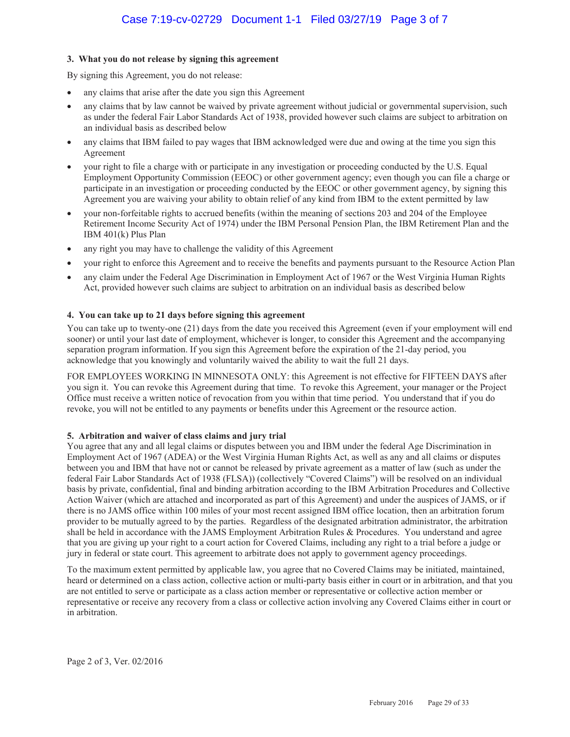**3. What you do not release by signing this agreement**

By signing this Agreement, you do not release:

- any claims that arise after the date you sign this Agreement
- any claims that by law cannot be waived by private agreement without judicial or governmental supervision, such as under the federal Fair Labor Standards Act of 1938, provided however such claims are subject to arbitration on an individual basis as described below
- any claims that IBM failed to pay wages that IBM acknowledged were due and owing at the time you sign this Agreement
- your right to file a charge with or participate in any investigation or proceeding conducted by the U.S. Equal Employment Opportunity Commission (EEOC) or other government agency; even though you can file a charge or participate in an investigation or proceeding conducted by the EEOC or other government agency, by signing this Agreement you are waiving your ability to obtain relief of any kind from IBM to the extent permitted by law
- your non-forfeitable rights to accrued benefits (within the meaning of sections 203 and 204 of the Employee Retirement Income Security Act of 1974) under the IBM Personal Pension Plan, the IBM Retirement Plan and the IBM 401(k) Plus Plan
- any right you may have to challenge the validity of this Agreement
- your right to enforce this Agreement and to receive the benefits and payments pursuant to the Resource Action Plan
- any claim under the Federal Age Discrimination in Employment Act of 1967 or the West Virginia Human Rights Act, provided however such claims are subject to arbitration on an individual basis as described below

**4. You can take up to 21 days before signing this agreement**

You can take up to twenty-one (21) days from the date you received this Agreement (even if your employment will end sooner) or until your last date of employment, whichever is longer, to consider this Agreement and the accompanying separation program information. If you sign this Agreement before the expiration of the 21-day period, you acknowledge that you knowingly and voluntarily waived the ability to wait the full 21 days.

FOR EMPLOYEES WORKING IN MINNESOTA ONLY: this Agreement is not effective for FIFTEEN DAYS after you sign it. You can revoke this Agreement during that time. To revoke this Agreement, your manager or the Project Office must receive a written notice of revocation from you within that time period. You understand that if you do revoke, you will not be entitled to any payments or benefits under this Agreement or the resource action.

**5. Arbitration and waiver of class claims and jury trial**

You agree that any and all legal claims or disputes between you and IBM under the federal Age Discrimination in Employment Act of 1967 (ADEA) or the West Virginia Human Rights Act, as well as any and all claims or disputes between you and IBM that have not or cannot be released by private agreement as a matter of law (such as under the federal Fair Labor Standards Act of 1938 (FLSA)) (collectively "Covered Claims") will be resolved on an individual basis by private, confidential, final and binding arbitration according to the IBM Arbitration Procedures and Collective Action Waiver (which are attached and incorporated as part of this Agreement) and under the auspices of JAMS, or if there is no JAMS office within 100 miles of your most recent assigned IBM office location, then an arbitration forum provider to be mutually agreed to by the parties. Regardless of the designated arbitration administrator, the arbitration shall be held in accordance with the JAMS Employment Arbitration Rules & Procedures. You understand and agree that you are giving up your right to a court action for Covered Claims, including any right to a trial before a judge or jury in federal or state court. This agreement to arbitrate does not apply to government agency proceedings.

To the maximum extent permitted by applicable law, you agree that no Covered Claims may be initiated, maintained, heard or determined on a class action, collective action or multi-party basis either in court or in arbitration, and that you are not entitled to serve or participate as a class action member or representative or collective action member or representative or receive any recovery from a class or collective action involving any Covered Claims either in court or in arbitration.

Page 2 of 3, Ver. 02/2016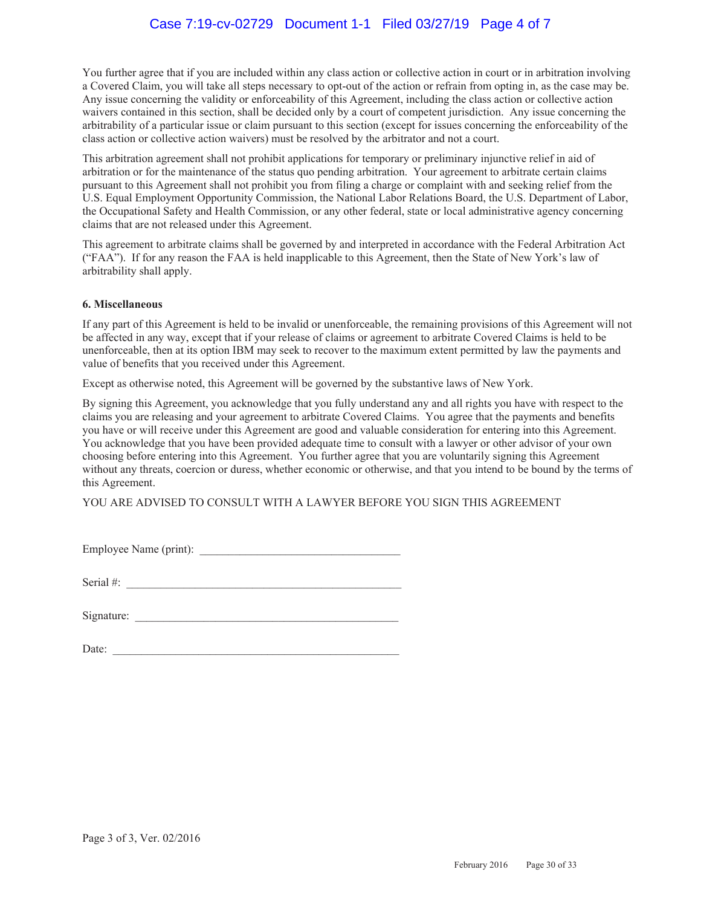You further agree that if you are included within any class action or collective action in court or in arbitration involving a Covered Claim, you will take all steps necessary to opt-out of the action or refrain from opting in, as the case may be. Any issue concerning the validity or enforceability of this Agreement, including the class action or collective action waivers contained in this section, shall be decided only by a court of competent jurisdiction. Any issue concerning the arbitrability of a particular issue or claim pursuant to this section (except for issues concerning the enforceability of the class action or collective action waivers) must be resolved by the arbitrator and not a court.

This arbitration agreement shall not prohibit applications for temporary or preliminary injunctive relief in aid of arbitration or for the maintenance of the status quo pending arbitration. Your agreement to arbitrate certain claims pursuant to this Agreement shall not prohibit you from filing a charge or complaint with and seeking relief from the U.S. Equal Employment Opportunity Commission, the National Labor Relations Board, the U.S. Department of Labor, the Occupational Safety and Health Commission, or any other federal, state or local administrative agency concerning claims that are not released under this Agreement.

This agreement to arbitrate claims shall be governed by and interpreted in accordance with the Federal Arbitration Act ("FAA"). If for any reason the FAA is held inapplicable to this Agreement, then the State of New York's law of arbitrability shall apply.

**6. Miscellaneous**

If any part of this Agreement is held to be invalid or unenforceable, the remaining provisions of this Agreement will not be affected in any way, except that if your release of claims or agreement to arbitrate Covered Claims is held to be unenforceable, then at its option IBM may seek to recover to the maximum extent permitted by law the payments and value of benefits that you received under this Agreement.

Except as otherwise noted, this Agreement will be governed by the substantive laws of New York.

By signing this Agreement, you acknowledge that you fully understand any and all rights you have with respect to the claims you are releasing and your agreement to arbitrate Covered Claims. You agree that the payments and benefits you have or will receive under this Agreement are good and valuable consideration for entering into this Agreement. You acknowledge that you have been provided adequate time to consult with a lawyer or other advisor of your own choosing before entering into this Agreement. You further agree that you are voluntarily signing this Agreement without any threats, coercion or duress, whether economic or otherwise, and that you intend to be bound by the terms of this Agreement.

YOU ARE ADVISED TO CONSULT WITH A LAWYER BEFORE YOU SIGN THIS AGREEMENT

Employee Name (print): ___________________________________

Serial #: ________________________________________________

Signature: ______________________________________________

Date: __________________________________________________

Page 3 of 3, Ver. 02/2016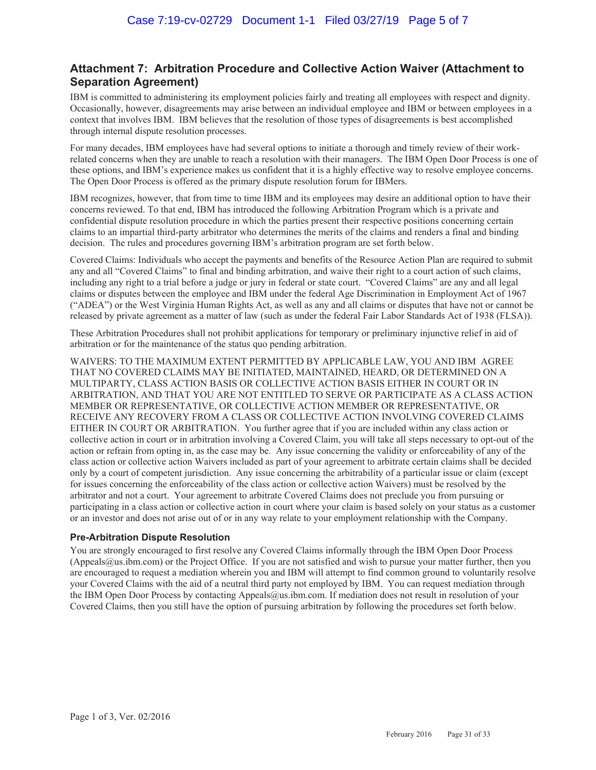## Attachment 7: Arbitration Procedure and Collective Action Waiver (Attachment to Separation Agreement)

IBM is committed to administering its employment policies fairly and treating all employees with respect and dignity. Occasionally, however, disagreements may arise between an individual employee and IBM or between employees in a context that involves IBM. IBM believes that the resolution of those types of disagreements is best accomplished through internal dispute resolution processes.

For many decades, IBM employees have had several options to initiate a thorough and timely review of their work-related concerns when they are unable to reach a resolution with their managers. The IBM Open Door Process is one of these options, and IBM's experience makes us confident that it is a highly effective way to resolve employee concerns. The Open Door Process is offered as the primary dispute resolution forum for IBMers.

IBM recognizes, however, that from time to time IBM and its employees may desire an additional option to have their concerns reviewed. To that end, IBM has introduced the following Arbitration Program which is a private and confidential dispute resolution procedure in which the parties present their respective positions concerning certain claims to an impartial third-party arbitrator who determines the merits of the claims and renders a final and binding decision. The rules and procedures governing IBM's arbitration program are set forth below.

Covered Claims: Individuals who accept the payments and benefits of the Resource Action Plan are required to submit any and all "Covered Claims" to final and binding arbitration, and waive their right to a court action of such claims, including any right to a trial before a judge or jury in federal or state court. "Covered Claims" are any and all legal claims or disputes between the employee and IBM under the federal Age Discrimination in Employment Act of 1967 ("ADEA") or the West Virginia Human Rights Act, as well as any and all claims or disputes that have not or cannot be released by private agreement as a matter of law (such as under the federal Fair Labor Standards Act of 1938 (FLSA)).

These Arbitration Procedures shall not prohibit applications for temporary or preliminary injunctive relief in aid of arbitration or for the maintenance of the status quo pending arbitration.

WAIVERS: TO THE MAXIMUM EXTENT PERMITTED BY APPLICABLE LAW, YOU AND IBM AGREE THAT NO COVERED CLAIMS MAY BE INITIATED, MAINTAINED, HEARD, OR DETERMINED ON A MULTIPARTY, CLASS ACTION BASIS OR COLLECTIVE ACTION BASIS EITHER IN COURT OR IN ARBITRATION, AND THAT YOU ARE NOT ENTITLED TO SERVE OR PARTICIPATE AS A CLASS ACTION MEMBER OR REPRESENTATIVE, OR COLLECTIVE ACTION MEMBER OR REPRESENTATIVE, OR RECEIVE ANY RECOVERY FROM A CLASS OR COLLECTIVE ACTION INVOLVING COVERED CLAIMS EITHER IN COURT OR ARBITRATION. You further agree that if you are included within any class action or collective action in court or in arbitration involving a Covered Claim, you will take all steps necessary to opt-out of the action or refrain from opting in, as the case may be. Any issue concerning the validity or enforceability of any of the class action or collective action Waivers included as part of your agreement to arbitrate certain claims shall be decided only by a court of competent jurisdiction. Any issue concerning the arbitrability of a particular issue or claim (except for issues concerning the enforceability of the class action or collective action Waivers) must be resolved by the arbitrator and not a court. Your agreement to arbitrate Covered Claims does not preclude you from pursuing or participating in a class action or collective action in court where your claim is based solely on your status as a customer or an investor and does not arise out of or in any way relate to your employment relationship with the Company.

### Pre-Arbitration Dispute Resolution

You are strongly encouraged to first resolve any Covered Claims informally through the IBM Open Door Process (Appeals@us.ibm.com) or the Project Office. If you are not satisfied and wish to pursue your matter further, then you are encouraged to request a mediation wherein you and IBM will attempt to find common ground to voluntarily resolve your Covered Claims with the aid of a neutral third party not employed by IBM. You can request mediation through the IBM Open Door Process by contacting Appeals@us.ibm.com. If mediation does not result in resolution of your Covered Claims, then you still have the option of pursuing arbitration by following the procedures set forth below.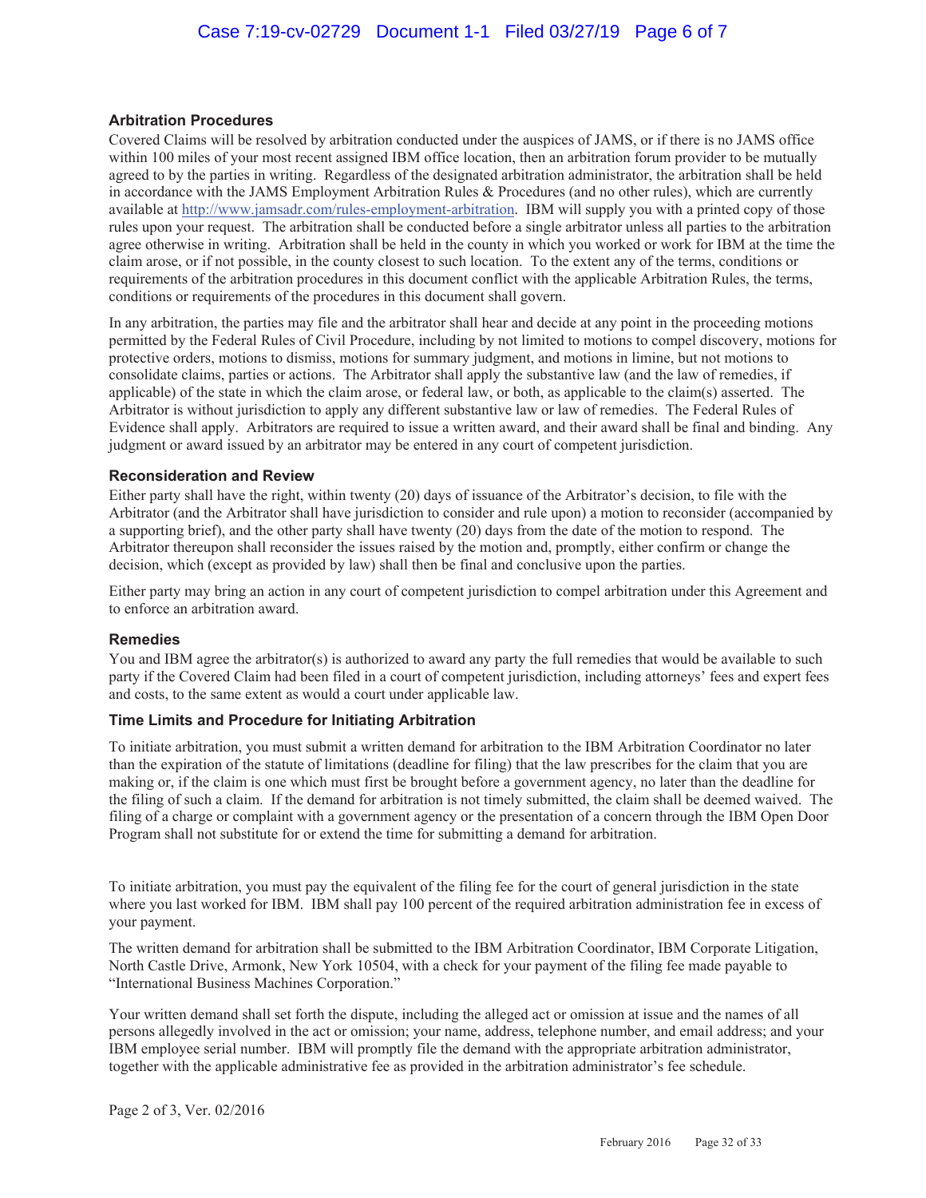### Arbitration Procedures

Covered Claims will be resolved by arbitration conducted under the auspices of JAMS, or if there is no JAMS office within 100 miles of your most recent assigned IBM office location, then an arbitration forum provider to be mutually agreed to by the parties in writing. Regardless of the designated arbitration administrator, the arbitration shall be held in accordance with the JAMS Employment Arbitration Rules & Procedures (and no other rules), which are currently available at http://www.jamsadr.com/rules-employment-arbitration. IBM will supply you with a printed copy of those rules upon your request. The arbitration shall be conducted before a single arbitrator unless all parties to the arbitration agree otherwise in writing. Arbitration shall be held in the county in which you worked or work for IBM at the time the claim arose, or if not possible, in the county closest to such location. To the extent any of the terms, conditions or requirements of the arbitration procedures in this document conflict with the applicable Arbitration Rules, the terms, conditions or requirements of the procedures in this document shall govern.

In any arbitration, the parties may file and the arbitrator shall hear and decide at any point in the proceeding motions permitted by the Federal Rules of Civil Procedure, including by not limited to motions to compel discovery, motions for protective orders, motions to dismiss, motions for summary judgment, and motions in limine, but not motions to consolidate claims, parties or actions. The Arbitrator shall apply the substantive law (and the law of remedies, if applicable) of the state in which the claim arose, or federal law, or both, as applicable to the claim(s) asserted. The Arbitrator is without jurisdiction to apply any different substantive law or law of remedies. The Federal Rules of Evidence shall apply. Arbitrators are required to issue a written award, and their award shall be final and binding. Any judgment or award issued by an arbitrator may be entered in any court of competent jurisdiction.

### Reconsideration and Review

Either party shall have the right, within twenty (20) days of issuance of the Arbitrator's decision, to file with the Arbitrator (and the Arbitrator shall have jurisdiction to consider and rule upon) a motion to reconsider (accompanied by a supporting brief), and the other party shall have twenty (20) days from the date of the motion to respond. The Arbitrator thereupon shall reconsider the issues raised by the motion and, promptly, either confirm or change the decision, which (except as provided by law) shall then be final and conclusive upon the parties.

Either party may bring an action in any court of competent jurisdiction to compel arbitration under this Agreement and to enforce an arbitration award.

### Remedies

You and IBM agree the arbitrator(s) is authorized to award any party the full remedies that would be available to such party if the Covered Claim had been filed in a court of competent jurisdiction, including attorneys' fees and expert fees and costs, to the same extent as would a court under applicable law.

### Time Limits and Procedure for Initiating Arbitration

To initiate arbitration, you must submit a written demand for arbitration to the IBM Arbitration Coordinator no later than the expiration of the statute of limitations (deadline for filing) that the law prescribes for the claim that you are making or, if the claim is one which must first be brought before a government agency, no later than the deadline for the filing of such a claim. If the demand for arbitration is not timely submitted, the claim shall be deemed waived. The filing of a charge or complaint with a government agency or the presentation of a concern through the IBM Open Door Program shall not substitute for or extend the time for submitting a demand for arbitration.

To initiate arbitration, you must pay the equivalent of the filing fee for the court of general jurisdiction in the state where you last worked for IBM. IBM shall pay 100 percent of the required arbitration administration fee in excess of your payment.

The written demand for arbitration shall be submitted to the IBM Arbitration Coordinator, IBM Corporate Litigation, North Castle Drive, Armonk, New York 10504, with a check for your payment of the filing fee made payable to "International Business Machines Corporation."

Your written demand shall set forth the dispute, including the alleged act or omission at issue and the names of all persons allegedly involved in the act or omission; your name, address, telephone number, and email address; and your IBM employee serial number. IBM will promptly file the demand with the appropriate arbitration administrator, together with the applicable administrative fee as provided in the arbitration administrator's fee schedule.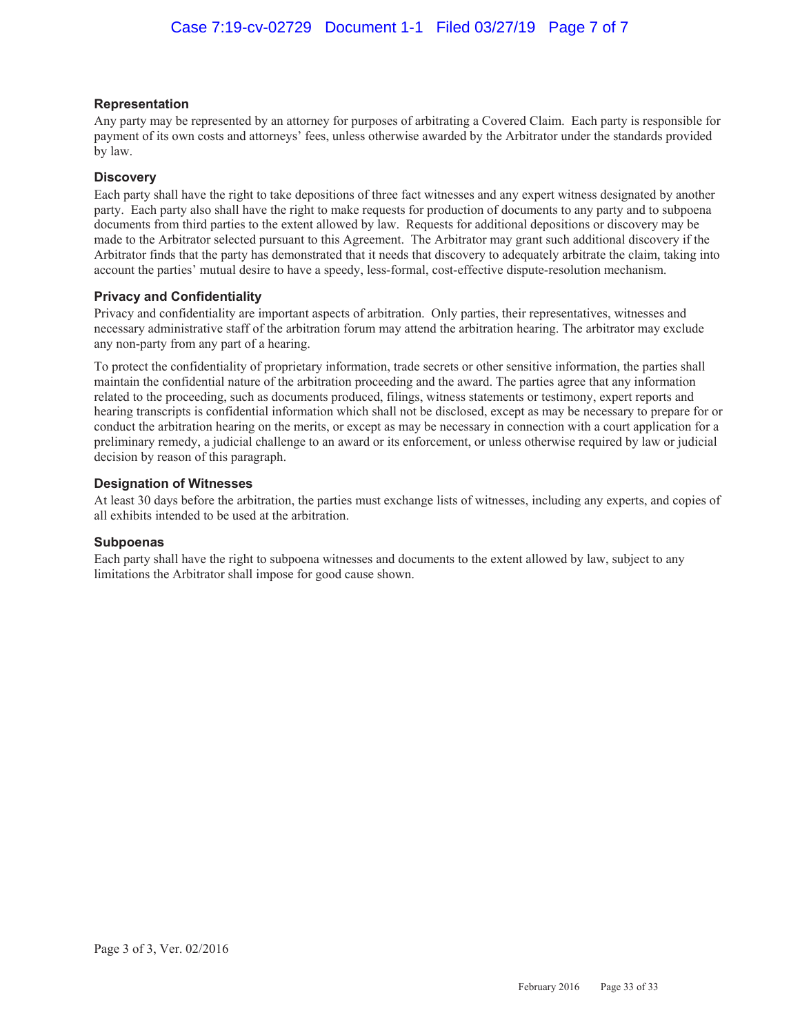### Representation

Any party may be represented by an attorney for purposes of arbitrating a Covered Claim. Each party is responsible for payment of its own costs and attorneys' fees, unless otherwise awarded by the Arbitrator under the standards provided by law.

### Discovery

Each party shall have the right to take depositions of three fact witnesses and any expert witness designated by another party. Each party also shall have the right to make requests for production of documents to any party and to subpoena documents from third parties to the extent allowed by law. Requests for additional depositions or discovery may be made to the Arbitrator selected pursuant to this Agreement. The Arbitrator may grant such additional discovery if the Arbitrator finds that the party has demonstrated that it needs that discovery to adequately arbitrate the claim, taking into account the parties' mutual desire to have a speedy, less-formal, cost-effective dispute-resolution mechanism.

### Privacy and Confidentiality

Privacy and confidentiality are important aspects of arbitration. Only parties, their representatives, witnesses and necessary administrative staff of the arbitration forum may attend the arbitration hearing. The arbitrator may exclude any non-party from any part of a hearing.

To protect the confidentiality of proprietary information, trade secrets or other sensitive information, the parties shall maintain the confidential nature of the arbitration proceeding and the award. The parties agree that any information related to the proceeding, such as documents produced, filings, witness statements or testimony, expert reports and hearing transcripts is confidential information which shall not be disclosed, except as may be necessary to prepare for or conduct the arbitration hearing on the merits, or except as may be necessary in connection with a court application for a preliminary remedy, a judicial challenge to an award or its enforcement, or unless otherwise required by law or judicial decision by reason of this paragraph.

### Designation of Witnesses

At least 30 days before the arbitration, the parties must exchange lists of witnesses, including any experts, and copies of all exhibits intended to be used at the arbitration.

### Subpoenas

Each party shall have the right to subpoena witnesses and documents to the extent allowed by law, subject to any limitations the Arbitrator shall impose for good cause shown.